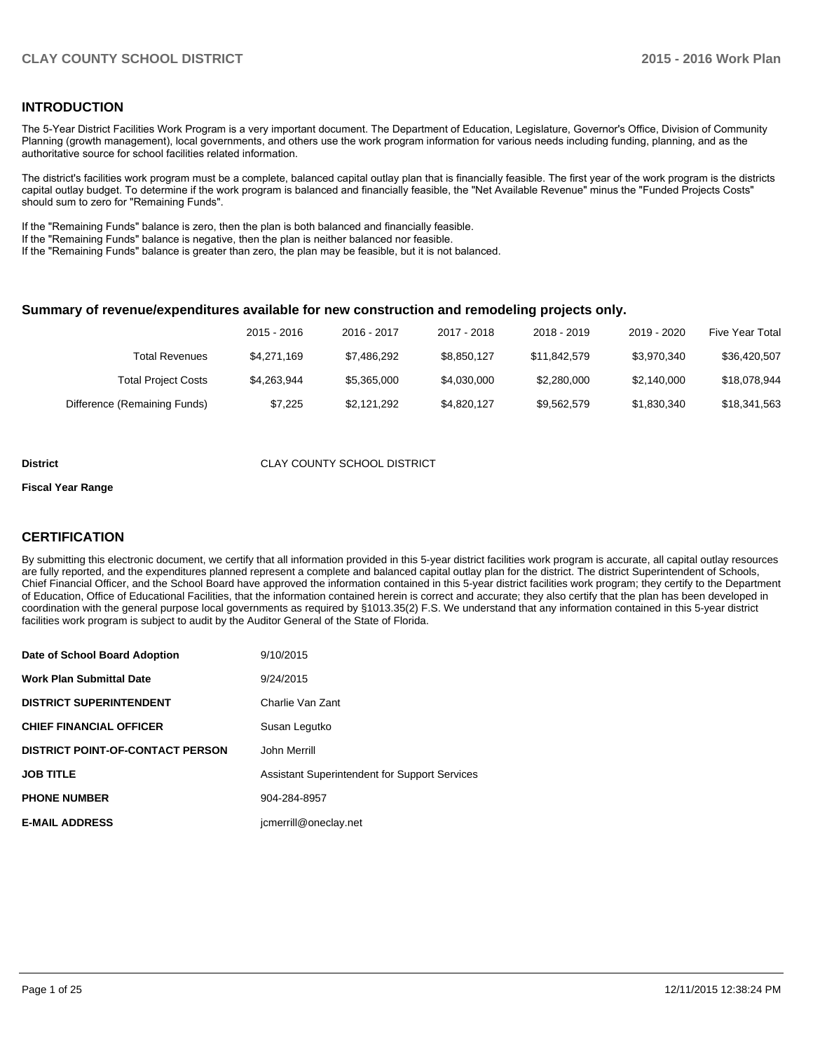## INTRODUCTION

The 5-Year District Facilities Work Program is a very important document. The Department of Education, Legislature, Governor's Office, Division of Community Planning (growth management), local governments, and others use the work program information for various needs including funding, planning, and as the authoritative source for school facilities related information.

The district's facilities work program must be a complete, balanced capital outlay plan that is financially feasible. The first year of the work program is the districts capital outlay budget. To determine if the work program is balanced and financially feasible, the "Net Available Revenue" minus the "Funded Projects Costs" should sum to zero for "Remaining Funds".

If the "Remaining Funds" balance is zero, then the plan is both balanced and financially feasible.
If the "Remaining Funds" balance is negative, then the plan is neither balanced nor feasible.
If the "Remaining Funds" balance is greater than zero, the plan may be feasible, but it is not balanced.

### Summary of revenue/expenditures available for new construction and remodeling projects only.

| | 2015 - 2016 | 2016 - 2017 | 2017 - 2018 | 2018 - 2019 | 2019 - 2020 | Five Year Total |
|---|---|---|---|---|---|---|
| Total Revenues | $4,271,169 | $7,486,292 | $8,850,127 | $11,842,579 | $3,970,340 | $36,420,507 |
| Total Project Costs | $4,263,944 | $5,365,000 | $4,030,000 | $2,280,000 | $2,140,000 | $18,078,944 |
| Difference (Remaining Funds) | $7,225 | $2,121,292 | $4,820,127 | $9,562,579 | $1,830,340 | $18,341,563 |

**District** CLAY COUNTY SCHOOL DISTRICT

**Fiscal Year Range**

## CERTIFICATION

By submitting this electronic document, we certify that all information provided in this 5-year district facilities work program is accurate, all capital outlay resources are fully reported, and the expenditures planned represent a complete and balanced capital outlay plan for the district. The district Superintendent of Schools, Chief Financial Officer, and the School Board have approved the information contained in this 5-year district facilities work program; they certify to the Department of Education, Office of Educational Facilities, that the information contained herein is correct and accurate; they also certify that the plan has been developed in coordination with the general purpose local governments as required by §1013.35(2) F.S. We understand that any information contained in this 5-year district facilities work program is subject to audit by the Auditor General of the State of Florida.

| | |
|---|---|
| **Date of School Board Adoption** | 9/10/2015 |
| **Work Plan Submittal Date** | 9/24/2015 |
| **DISTRICT SUPERINTENDENT** | Charlie Van Zant |
| **CHIEF FINANCIAL OFFICER** | Susan Legutko |
| **DISTRICT POINT-OF-CONTACT PERSON** | John Merrill |
| **JOB TITLE** | Assistant Superintendent for Support Services |
| **PHONE NUMBER** | 904-284-8957 |
| **E-MAIL ADDRESS** | jcmerrill@oneclay.net |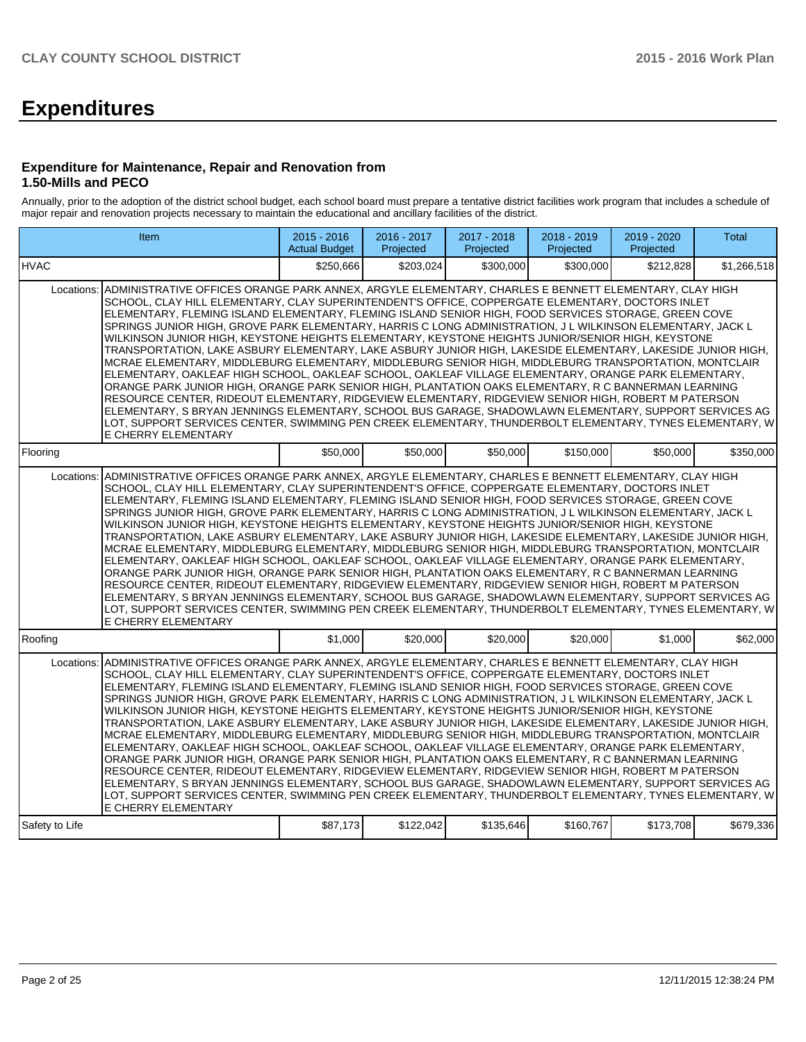# Expenditures

### Expenditure for Maintenance, Repair and Renovation from 1.50-Mills and PECO

Annually, prior to the adoption of the district school budget, each school board must prepare a tentative district facilities work program that includes a schedule of major repair and renovation projects necessary to maintain the educational and ancillary facilities of the district.

| Item | | 2015 - 2016 Actual Budget | 2016 - 2017 Projected | 2017 - 2018 Projected | 2018 - 2019 Projected | 2019 - 2020 Projected | Total |
|---|---|---|---|---|---|---|---|
| HVAC | | $250,666 | $203,024 | $300,000 | $300,000 | $212,828 | $1,266,518 |
| Locations: | ADMINISTRATIVE OFFICES ORANGE PARK ANNEX, ARGYLE ELEMENTARY, CHARLES E BENNETT ELEMENTARY, CLAY HIGH SCHOOL, CLAY HILL ELEMENTARY, CLAY SUPERINTENDENT'S OFFICE, COPPERGATE ELEMENTARY, DOCTORS INLET ELEMENTARY, FLEMING ISLAND ELEMENTARY, FLEMING ISLAND SENIOR HIGH, FOOD SERVICES STORAGE, GREEN COVE SPRINGS JUNIOR HIGH, GROVE PARK ELEMENTARY, HARRIS C LONG ADMINISTRATION, J L WILKINSON ELEMENTARY, JACK L WILKINSON JUNIOR HIGH, KEYSTONE HEIGHTS ELEMENTARY, KEYSTONE HEIGHTS JUNIOR/SENIOR HIGH, KEYSTONE TRANSPORTATION, LAKE ASBURY ELEMENTARY, LAKE ASBURY JUNIOR HIGH, LAKESIDE ELEMENTARY, LAKESIDE JUNIOR HIGH, MCRAE ELEMENTARY, MIDDLEBURG ELEMENTARY, MIDDLEBURG SENIOR HIGH, MIDDLEBURG TRANSPORTATION, MONTCLAIR ELEMENTARY, OAKLEAF HIGH SCHOOL, OAKLEAF SCHOOL, OAKLEAF VILLAGE ELEMENTARY, ORANGE PARK ELEMENTARY, ORANGE PARK JUNIOR HIGH, ORANGE PARK SENIOR HIGH, PLANTATION OAKS ELEMENTARY, R C BANNERMAN LEARNING RESOURCE CENTER, RIDEOUT ELEMENTARY, RIDGEVIEW ELEMENTARY, RIDGEVIEW SENIOR HIGH, ROBERT M PATERSON ELEMENTARY, S BRYAN JENNINGS ELEMENTARY, SCHOOL BUS GARAGE, SHADOWLAWN ELEMENTARY, SUPPORT SERVICES AG LOT, SUPPORT SERVICES CENTER, SWIMMING PEN CREEK ELEMENTARY, THUNDERBOLT ELEMENTARY, TYNES ELEMENTARY, W E CHERRY ELEMENTARY | | | | | | |
| Flooring | | $50,000 | $50,000 | $50,000 | $150,000 | $50,000 | $350,000 |
| Locations: | ADMINISTRATIVE OFFICES ORANGE PARK ANNEX, ARGYLE ELEMENTARY, CHARLES E BENNETT ELEMENTARY, CLAY HIGH SCHOOL, CLAY HILL ELEMENTARY, CLAY SUPERINTENDENT'S OFFICE, COPPERGATE ELEMENTARY, DOCTORS INLET ELEMENTARY, FLEMING ISLAND ELEMENTARY, FLEMING ISLAND SENIOR HIGH, FOOD SERVICES STORAGE, GREEN COVE SPRINGS JUNIOR HIGH, GROVE PARK ELEMENTARY, HARRIS C LONG ADMINISTRATION, J L WILKINSON ELEMENTARY, JACK L WILKINSON JUNIOR HIGH, KEYSTONE HEIGHTS ELEMENTARY, KEYSTONE HEIGHTS JUNIOR/SENIOR HIGH, KEYSTONE TRANSPORTATION, LAKE ASBURY ELEMENTARY, LAKE ASBURY JUNIOR HIGH, LAKESIDE ELEMENTARY, LAKESIDE JUNIOR HIGH, MCRAE ELEMENTARY, MIDDLEBURG ELEMENTARY, MIDDLEBURG SENIOR HIGH, MIDDLEBURG TRANSPORTATION, MONTCLAIR ELEMENTARY, OAKLEAF HIGH SCHOOL, OAKLEAF SCHOOL, OAKLEAF VILLAGE ELEMENTARY, ORANGE PARK ELEMENTARY, ORANGE PARK JUNIOR HIGH, ORANGE PARK SENIOR HIGH, PLANTATION OAKS ELEMENTARY, R C BANNERMAN LEARNING RESOURCE CENTER, RIDEOUT ELEMENTARY, RIDGEVIEW ELEMENTARY, RIDGEVIEW SENIOR HIGH, ROBERT M PATERSON ELEMENTARY, S BRYAN JENNINGS ELEMENTARY, SCHOOL BUS GARAGE, SHADOWLAWN ELEMENTARY, SUPPORT SERVICES AG LOT, SUPPORT SERVICES CENTER, SWIMMING PEN CREEK ELEMENTARY, THUNDERBOLT ELEMENTARY, TYNES ELEMENTARY, W E CHERRY ELEMENTARY | | | | | | |
| Roofing | | $1,000 | $20,000 | $20,000 | $20,000 | $1,000 | $62,000 |
| Locations: | ADMINISTRATIVE OFFICES ORANGE PARK ANNEX, ARGYLE ELEMENTARY, CHARLES E BENNETT ELEMENTARY, CLAY HIGH SCHOOL, CLAY HILL ELEMENTARY, CLAY SUPERINTENDENT'S OFFICE, COPPERGATE ELEMENTARY, DOCTORS INLET ELEMENTARY, FLEMING ISLAND ELEMENTARY, FLEMING ISLAND SENIOR HIGH, FOOD SERVICES STORAGE, GREEN COVE SPRINGS JUNIOR HIGH, GROVE PARK ELEMENTARY, HARRIS C LONG ADMINISTRATION, J L WILKINSON ELEMENTARY, JACK L WILKINSON JUNIOR HIGH, KEYSTONE HEIGHTS ELEMENTARY, KEYSTONE HEIGHTS JUNIOR/SENIOR HIGH, KEYSTONE TRANSPORTATION, LAKE ASBURY ELEMENTARY, LAKE ASBURY JUNIOR HIGH, LAKESIDE ELEMENTARY, LAKESIDE JUNIOR HIGH, MCRAE ELEMENTARY, MIDDLEBURG ELEMENTARY, MIDDLEBURG SENIOR HIGH, MIDDLEBURG TRANSPORTATION, MONTCLAIR ELEMENTARY, OAKLEAF HIGH SCHOOL, OAKLEAF SCHOOL, OAKLEAF VILLAGE ELEMENTARY, ORANGE PARK ELEMENTARY, ORANGE PARK JUNIOR HIGH, ORANGE PARK SENIOR HIGH, PLANTATION OAKS ELEMENTARY, R C BANNERMAN LEARNING RESOURCE CENTER, RIDEOUT ELEMENTARY, RIDGEVIEW ELEMENTARY, RIDGEVIEW SENIOR HIGH, ROBERT M PATERSON ELEMENTARY, S BRYAN JENNINGS ELEMENTARY, SCHOOL BUS GARAGE, SHADOWLAWN ELEMENTARY, SUPPORT SERVICES AG LOT, SUPPORT SERVICES CENTER, SWIMMING PEN CREEK ELEMENTARY, THUNDERBOLT ELEMENTARY, TYNES ELEMENTARY, W E CHERRY ELEMENTARY | | | | | | |
| Safety to Life | | $87,173 | $122,042 | $135,646 | $160,767 | $173,708 | $679,336 |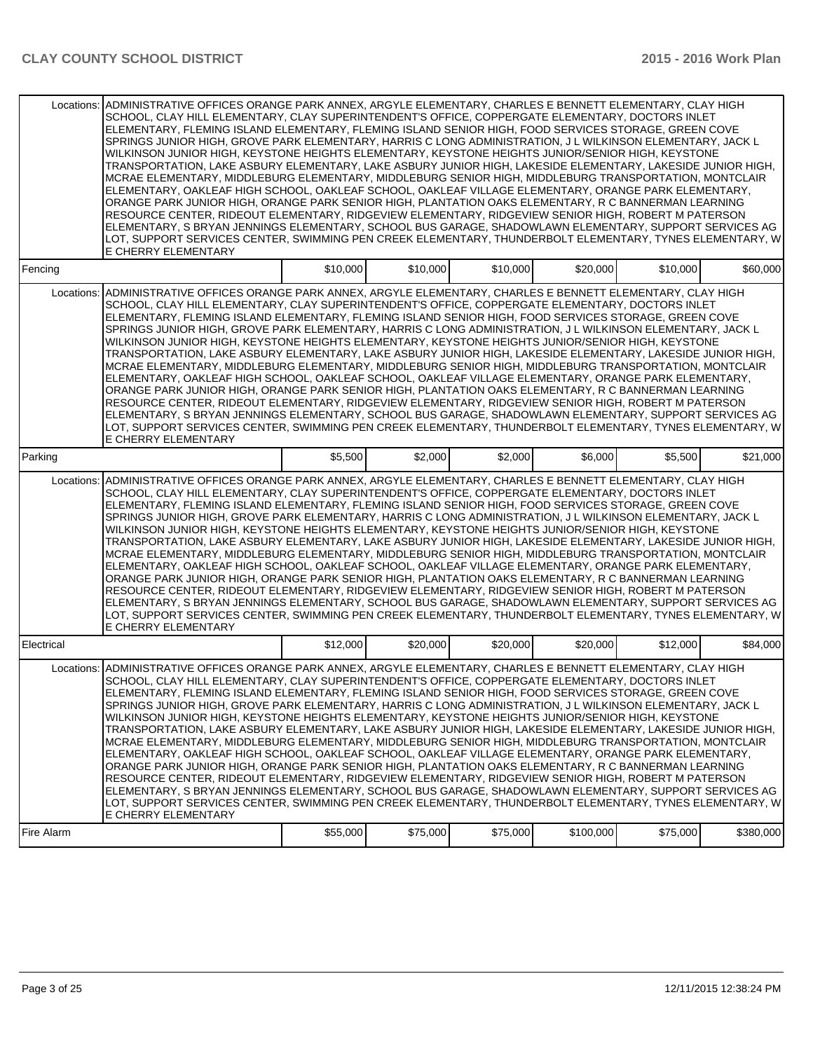| | | | | | | |
|---|---|---|---|---|---|---|
| Locations: | ADMINISTRATIVE OFFICES ORANGE PARK ANNEX, ARGYLE ELEMENTARY, CHARLES E BENNETT ELEMENTARY, CLAY HIGH SCHOOL, CLAY HILL ELEMENTARY, CLAY SUPERINTENDENT'S OFFICE, COPPERGATE ELEMENTARY, DOCTORS INLET ELEMENTARY, FLEMING ISLAND ELEMENTARY, FLEMING ISLAND SENIOR HIGH, FOOD SERVICES STORAGE, GREEN COVE SPRINGS JUNIOR HIGH, GROVE PARK ELEMENTARY, HARRIS C LONG ADMINISTRATION, J L WILKINSON ELEMENTARY, JACK L WILKINSON JUNIOR HIGH, KEYSTONE HEIGHTS ELEMENTARY, KEYSTONE HEIGHTS JUNIOR/SENIOR HIGH, KEYSTONE TRANSPORTATION, LAKE ASBURY ELEMENTARY, LAKE ASBURY JUNIOR HIGH, LAKESIDE ELEMENTARY, LAKESIDE JUNIOR HIGH, MCRAE ELEMENTARY, MIDDLEBURG ELEMENTARY, MIDDLEBURG SENIOR HIGH, MIDDLEBURG TRANSPORTATION, MONTCLAIR ELEMENTARY, OAKLEAF HIGH SCHOOL, OAKLEAF SCHOOL, OAKLEAF VILLAGE ELEMENTARY, ORANGE PARK ELEMENTARY, ORANGE PARK JUNIOR HIGH, ORANGE PARK SENIOR HIGH, PLANTATION OAKS ELEMENTARY, R C BANNERMAN LEARNING RESOURCE CENTER, RIDEOUT ELEMENTARY, RIDGEVIEW ELEMENTARY, RIDGEVIEW SENIOR HIGH, ROBERT M PATERSON ELEMENTARY, S BRYAN JENNINGS ELEMENTARY, SCHOOL BUS GARAGE, SHADOWLAWN ELEMENTARY, SUPPORT SERVICES AG LOT, SUPPORT SERVICES CENTER, SWIMMING PEN CREEK ELEMENTARY, THUNDERBOLT ELEMENTARY, TYNES ELEMENTARY, W E CHERRY ELEMENTARY | | | | | |
| Fencing | | $10,000 | $10,000 | $10,000 | $20,000 | $10,000 | $60,000 |
| Locations: | ADMINISTRATIVE OFFICES ORANGE PARK ANNEX, ARGYLE ELEMENTARY, CHARLES E BENNETT ELEMENTARY, CLAY HIGH SCHOOL, CLAY HILL ELEMENTARY, CLAY SUPERINTENDENT'S OFFICE, COPPERGATE ELEMENTARY, DOCTORS INLET ELEMENTARY, FLEMING ISLAND ELEMENTARY, FLEMING ISLAND SENIOR HIGH, FOOD SERVICES STORAGE, GREEN COVE SPRINGS JUNIOR HIGH, GROVE PARK ELEMENTARY, HARRIS C LONG ADMINISTRATION, J L WILKINSON ELEMENTARY, JACK L WILKINSON JUNIOR HIGH, KEYSTONE HEIGHTS ELEMENTARY, KEYSTONE HEIGHTS JUNIOR/SENIOR HIGH, KEYSTONE TRANSPORTATION, LAKE ASBURY ELEMENTARY, LAKE ASBURY JUNIOR HIGH, LAKESIDE ELEMENTARY, LAKESIDE JUNIOR HIGH, MCRAE ELEMENTARY, MIDDLEBURG ELEMENTARY, MIDDLEBURG SENIOR HIGH, MIDDLEBURG TRANSPORTATION, MONTCLAIR ELEMENTARY, OAKLEAF HIGH SCHOOL, OAKLEAF SCHOOL, OAKLEAF VILLAGE ELEMENTARY, ORANGE PARK ELEMENTARY, ORANGE PARK JUNIOR HIGH, ORANGE PARK SENIOR HIGH, PLANTATION OAKS ELEMENTARY, R C BANNERMAN LEARNING RESOURCE CENTER, RIDEOUT ELEMENTARY, RIDGEVIEW ELEMENTARY, RIDGEVIEW SENIOR HIGH, ROBERT M PATERSON ELEMENTARY, S BRYAN JENNINGS ELEMENTARY, SCHOOL BUS GARAGE, SHADOWLAWN ELEMENTARY, SUPPORT SERVICES AG LOT, SUPPORT SERVICES CENTER, SWIMMING PEN CREEK ELEMENTARY, THUNDERBOLT ELEMENTARY, TYNES ELEMENTARY, W E CHERRY ELEMENTARY | | | | | |
| Parking | | $5,500 | $2,000 | $2,000 | $6,000 | $5,500 | $21,000 |
| Locations: | ADMINISTRATIVE OFFICES ORANGE PARK ANNEX, ARGYLE ELEMENTARY, CHARLES E BENNETT ELEMENTARY, CLAY HIGH SCHOOL, CLAY HILL ELEMENTARY, CLAY SUPERINTENDENT'S OFFICE, COPPERGATE ELEMENTARY, DOCTORS INLET ELEMENTARY, FLEMING ISLAND ELEMENTARY, FLEMING ISLAND SENIOR HIGH, FOOD SERVICES STORAGE, GREEN COVE SPRINGS JUNIOR HIGH, GROVE PARK ELEMENTARY, HARRIS C LONG ADMINISTRATION, J L WILKINSON ELEMENTARY, JACK L WILKINSON JUNIOR HIGH, KEYSTONE HEIGHTS ELEMENTARY, KEYSTONE HEIGHTS JUNIOR/SENIOR HIGH, KEYSTONE TRANSPORTATION, LAKE ASBURY ELEMENTARY, LAKE ASBURY JUNIOR HIGH, LAKESIDE ELEMENTARY, LAKESIDE JUNIOR HIGH, MCRAE ELEMENTARY, MIDDLEBURG ELEMENTARY, MIDDLEBURG SENIOR HIGH, MIDDLEBURG TRANSPORTATION, MONTCLAIR ELEMENTARY, OAKLEAF HIGH SCHOOL, OAKLEAF SCHOOL, OAKLEAF VILLAGE ELEMENTARY, ORANGE PARK ELEMENTARY, ORANGE PARK JUNIOR HIGH, ORANGE PARK SENIOR HIGH, PLANTATION OAKS ELEMENTARY, R C BANNERMAN LEARNING RESOURCE CENTER, RIDEOUT ELEMENTARY, RIDGEVIEW ELEMENTARY, RIDGEVIEW SENIOR HIGH, ROBERT M PATERSON ELEMENTARY, S BRYAN JENNINGS ELEMENTARY, SCHOOL BUS GARAGE, SHADOWLAWN ELEMENTARY, SUPPORT SERVICES AG LOT, SUPPORT SERVICES CENTER, SWIMMING PEN CREEK ELEMENTARY, THUNDERBOLT ELEMENTARY, TYNES ELEMENTARY, W E CHERRY ELEMENTARY | | | | | |
| Electrical | | $12,000 | $20,000 | $20,000 | $20,000 | $12,000 | $84,000 |
| Locations: | ADMINISTRATIVE OFFICES ORANGE PARK ANNEX, ARGYLE ELEMENTARY, CHARLES E BENNETT ELEMENTARY, CLAY HIGH SCHOOL, CLAY HILL ELEMENTARY, CLAY SUPERINTENDENT'S OFFICE, COPPERGATE ELEMENTARY, DOCTORS INLET ELEMENTARY, FLEMING ISLAND ELEMENTARY, FLEMING ISLAND SENIOR HIGH, FOOD SERVICES STORAGE, GREEN COVE SPRINGS JUNIOR HIGH, GROVE PARK ELEMENTARY, HARRIS C LONG ADMINISTRATION, J L WILKINSON ELEMENTARY, JACK L WILKINSON JUNIOR HIGH, KEYSTONE HEIGHTS ELEMENTARY, KEYSTONE HEIGHTS JUNIOR/SENIOR HIGH, KEYSTONE TRANSPORTATION, LAKE ASBURY ELEMENTARY, LAKE ASBURY JUNIOR HIGH, LAKESIDE ELEMENTARY, LAKESIDE JUNIOR HIGH, MCRAE ELEMENTARY, MIDDLEBURG ELEMENTARY, MIDDLEBURG SENIOR HIGH, MIDDLEBURG TRANSPORTATION, MONTCLAIR ELEMENTARY, OAKLEAF HIGH SCHOOL, OAKLEAF SCHOOL, OAKLEAF VILLAGE ELEMENTARY, ORANGE PARK ELEMENTARY, ORANGE PARK JUNIOR HIGH, ORANGE PARK SENIOR HIGH, PLANTATION OAKS ELEMENTARY, R C BANNERMAN LEARNING RESOURCE CENTER, RIDEOUT ELEMENTARY, RIDGEVIEW ELEMENTARY, RIDGEVIEW SENIOR HIGH, ROBERT M PATERSON ELEMENTARY, S BRYAN JENNINGS ELEMENTARY, SCHOOL BUS GARAGE, SHADOWLAWN ELEMENTARY, SUPPORT SERVICES AG LOT, SUPPORT SERVICES CENTER, SWIMMING PEN CREEK ELEMENTARY, THUNDERBOLT ELEMENTARY, TYNES ELEMENTARY, W E CHERRY ELEMENTARY | | | | | |
| Fire Alarm | | $55,000 | $75,000 | $75,000 | $100,000 | $75,000 | $380,000 |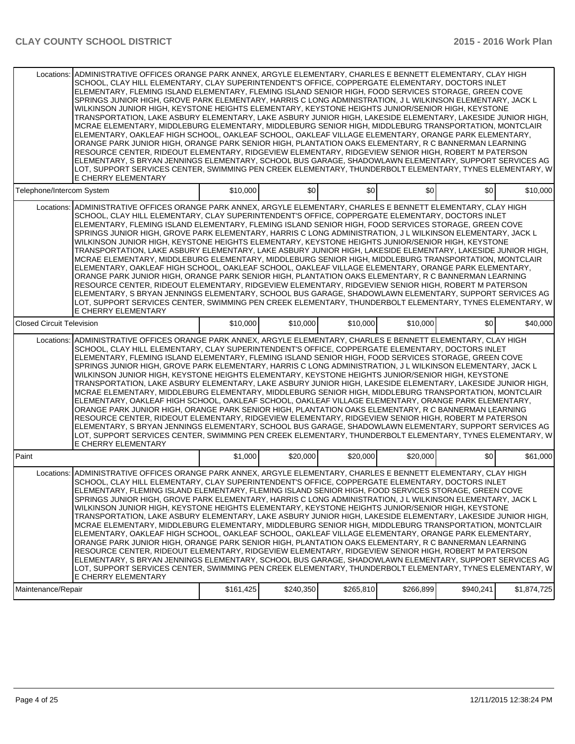| | | | | | | |
|---|---|---|---|---|---|---|
| Locations: | ADMINISTRATIVE OFFICES ORANGE PARK ANNEX, ARGYLE ELEMENTARY, CHARLES E BENNETT ELEMENTARY, CLAY HIGH SCHOOL, CLAY HILL ELEMENTARY, CLAY SUPERINTENDENT'S OFFICE, COPPERGATE ELEMENTARY, DOCTORS INLET ELEMENTARY, FLEMING ISLAND ELEMENTARY, FLEMING ISLAND SENIOR HIGH, FOOD SERVICES STORAGE, GREEN COVE SPRINGS JUNIOR HIGH, GROVE PARK ELEMENTARY, HARRIS C LONG ADMINISTRATION, J L WILKINSON ELEMENTARY, JACK L WILKINSON JUNIOR HIGH, KEYSTONE HEIGHTS ELEMENTARY, KEYSTONE HEIGHTS JUNIOR/SENIOR HIGH, KEYSTONE TRANSPORTATION, LAKE ASBURY ELEMENTARY, LAKE ASBURY JUNIOR HIGH, LAKESIDE ELEMENTARY, LAKESIDE JUNIOR HIGH, MCRAE ELEMENTARY, MIDDLEBURG ELEMENTARY, MIDDLEBURG SENIOR HIGH, MIDDLEBURG TRANSPORTATION, MONTCLAIR ELEMENTARY, OAKLEAF HIGH SCHOOL, OAKLEAF SCHOOL, OAKLEAF VILLAGE ELEMENTARY, ORANGE PARK ELEMENTARY, ORANGE PARK JUNIOR HIGH, ORANGE PARK SENIOR HIGH, PLANTATION OAKS ELEMENTARY, R C BANNERMAN LEARNING RESOURCE CENTER, RIDEOUT ELEMENTARY, RIDGEVIEW ELEMENTARY, RIDGEVIEW SENIOR HIGH, ROBERT M PATERSON ELEMENTARY, S BRYAN JENNINGS ELEMENTARY, SCHOOL BUS GARAGE, SHADOWLAWN ELEMENTARY, SUPPORT SERVICES AG LOT, SUPPORT SERVICES CENTER, SWIMMING PEN CREEK ELEMENTARY, THUNDERBOLT ELEMENTARY, TYNES ELEMENTARY, W E CHERRY ELEMENTARY | | | | | |
| Telephone/Intercom System | | $10,000 | $0 | $0 | $0 | $0 | $10,000 |
| Locations: | ADMINISTRATIVE OFFICES ORANGE PARK ANNEX, ARGYLE ELEMENTARY, CHARLES E BENNETT ELEMENTARY, CLAY HIGH SCHOOL, CLAY HILL ELEMENTARY, CLAY SUPERINTENDENT'S OFFICE, COPPERGATE ELEMENTARY, DOCTORS INLET ELEMENTARY, FLEMING ISLAND ELEMENTARY, FLEMING ISLAND SENIOR HIGH, FOOD SERVICES STORAGE, GREEN COVE SPRINGS JUNIOR HIGH, GROVE PARK ELEMENTARY, HARRIS C LONG ADMINISTRATION, J L WILKINSON ELEMENTARY, JACK L WILKINSON JUNIOR HIGH, KEYSTONE HEIGHTS ELEMENTARY, KEYSTONE HEIGHTS JUNIOR/SENIOR HIGH, KEYSTONE TRANSPORTATION, LAKE ASBURY ELEMENTARY, LAKE ASBURY JUNIOR HIGH, LAKESIDE ELEMENTARY, LAKESIDE JUNIOR HIGH, MCRAE ELEMENTARY, MIDDLEBURG ELEMENTARY, MIDDLEBURG SENIOR HIGH, MIDDLEBURG TRANSPORTATION, MONTCLAIR ELEMENTARY, OAKLEAF HIGH SCHOOL, OAKLEAF SCHOOL, OAKLEAF VILLAGE ELEMENTARY, ORANGE PARK ELEMENTARY, ORANGE PARK JUNIOR HIGH, ORANGE PARK SENIOR HIGH, PLANTATION OAKS ELEMENTARY, R C BANNERMAN LEARNING RESOURCE CENTER, RIDEOUT ELEMENTARY, RIDGEVIEW ELEMENTARY, RIDGEVIEW SENIOR HIGH, ROBERT M PATERSON ELEMENTARY, S BRYAN JENNINGS ELEMENTARY, SCHOOL BUS GARAGE, SHADOWLAWN ELEMENTARY, SUPPORT SERVICES AG LOT, SUPPORT SERVICES CENTER, SWIMMING PEN CREEK ELEMENTARY, THUNDERBOLT ELEMENTARY, TYNES ELEMENTARY, W E CHERRY ELEMENTARY | | | | | |
| Closed Circuit Television | | $10,000 | $10,000 | $10,000 | $10,000 | $0 | $40,000 |
| Locations: | ADMINISTRATIVE OFFICES ORANGE PARK ANNEX, ARGYLE ELEMENTARY, CHARLES E BENNETT ELEMENTARY, CLAY HIGH SCHOOL, CLAY HILL ELEMENTARY, CLAY SUPERINTENDENT'S OFFICE, COPPERGATE ELEMENTARY, DOCTORS INLET ELEMENTARY, FLEMING ISLAND ELEMENTARY, FLEMING ISLAND SENIOR HIGH, FOOD SERVICES STORAGE, GREEN COVE SPRINGS JUNIOR HIGH, GROVE PARK ELEMENTARY, HARRIS C LONG ADMINISTRATION, J L WILKINSON ELEMENTARY, JACK L WILKINSON JUNIOR HIGH, KEYSTONE HEIGHTS ELEMENTARY, KEYSTONE HEIGHTS JUNIOR/SENIOR HIGH, KEYSTONE TRANSPORTATION, LAKE ASBURY ELEMENTARY, LAKE ASBURY JUNIOR HIGH, LAKESIDE ELEMENTARY, LAKESIDE JUNIOR HIGH, MCRAE ELEMENTARY, MIDDLEBURG ELEMENTARY, MIDDLEBURG SENIOR HIGH, MIDDLEBURG TRANSPORTATION, MONTCLAIR ELEMENTARY, OAKLEAF HIGH SCHOOL, OAKLEAF SCHOOL, OAKLEAF VILLAGE ELEMENTARY, ORANGE PARK ELEMENTARY, ORANGE PARK JUNIOR HIGH, ORANGE PARK SENIOR HIGH, PLANTATION OAKS ELEMENTARY, R C BANNERMAN LEARNING RESOURCE CENTER, RIDEOUT ELEMENTARY, RIDGEVIEW ELEMENTARY, RIDGEVIEW SENIOR HIGH, ROBERT M PATERSON ELEMENTARY, S BRYAN JENNINGS ELEMENTARY, SCHOOL BUS GARAGE, SHADOWLAWN ELEMENTARY, SUPPORT SERVICES AG LOT, SUPPORT SERVICES CENTER, SWIMMING PEN CREEK ELEMENTARY, THUNDERBOLT ELEMENTARY, TYNES ELEMENTARY, W E CHERRY ELEMENTARY | | | | | |
| Paint | | $1,000 | $20,000 | $20,000 | $20,000 | $0 | $61,000 |
| Locations: | ADMINISTRATIVE OFFICES ORANGE PARK ANNEX, ARGYLE ELEMENTARY, CHARLES E BENNETT ELEMENTARY, CLAY HIGH SCHOOL, CLAY HILL ELEMENTARY, CLAY SUPERINTENDENT'S OFFICE, COPPERGATE ELEMENTARY, DOCTORS INLET ELEMENTARY, FLEMING ISLAND ELEMENTARY, FLEMING ISLAND SENIOR HIGH, FOOD SERVICES STORAGE, GREEN COVE SPRINGS JUNIOR HIGH, GROVE PARK ELEMENTARY, HARRIS C LONG ADMINISTRATION, J L WILKINSON ELEMENTARY, JACK L WILKINSON JUNIOR HIGH, KEYSTONE HEIGHTS ELEMENTARY, KEYSTONE HEIGHTS JUNIOR/SENIOR HIGH, KEYSTONE TRANSPORTATION, LAKE ASBURY ELEMENTARY, LAKE ASBURY JUNIOR HIGH, LAKESIDE ELEMENTARY, LAKESIDE JUNIOR HIGH, MCRAE ELEMENTARY, MIDDLEBURG ELEMENTARY, MIDDLEBURG SENIOR HIGH, MIDDLEBURG TRANSPORTATION, MONTCLAIR ELEMENTARY, OAKLEAF HIGH SCHOOL, OAKLEAF SCHOOL, OAKLEAF VILLAGE ELEMENTARY, ORANGE PARK ELEMENTARY, ORANGE PARK JUNIOR HIGH, ORANGE PARK SENIOR HIGH, PLANTATION OAKS ELEMENTARY, R C BANNERMAN LEARNING RESOURCE CENTER, RIDEOUT ELEMENTARY, RIDGEVIEW ELEMENTARY, RIDGEVIEW SENIOR HIGH, ROBERT M PATERSON ELEMENTARY, S BRYAN JENNINGS ELEMENTARY, SCHOOL BUS GARAGE, SHADOWLAWN ELEMENTARY, SUPPORT SERVICES AG LOT, SUPPORT SERVICES CENTER, SWIMMING PEN CREEK ELEMENTARY, THUNDERBOLT ELEMENTARY, TYNES ELEMENTARY, W E CHERRY ELEMENTARY | | | | | |
| Maintenance/Repair | | $161,425 | $240,350 | $265,810 | $266,899 | $940,241 | $1,874,725 |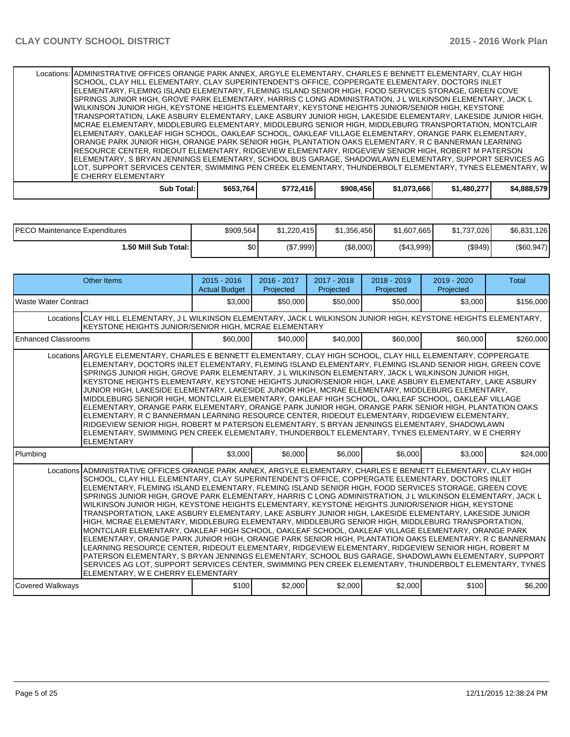| | | | | | | |
|---|---|---|---|---|---|---|
| Locations: | ADMINISTRATIVE OFFICES ORANGE PARK ANNEX, ARGYLE ELEMENTARY, CHARLES E BENNETT ELEMENTARY, CLAY HIGH SCHOOL, CLAY HILL ELEMENTARY, CLAY SUPERINTENDENT'S OFFICE, COPPERGATE ELEMENTARY, DOCTORS INLET ELEMENTARY, FLEMING ISLAND ELEMENTARY, FLEMING ISLAND SENIOR HIGH, FOOD SERVICES STORAGE, GREEN COVE SPRINGS JUNIOR HIGH, GROVE PARK ELEMENTARY, HARRIS C LONG ADMINISTRATION, J L WILKINSON ELEMENTARY, JACK L WILKINSON JUNIOR HIGH, KEYSTONE HEIGHTS ELEMENTARY, KEYSTONE HEIGHTS JUNIOR/SENIOR HIGH, KEYSTONE TRANSPORTATION, LAKE ASBURY ELEMENTARY, LAKE ASBURY JUNIOR HIGH, LAKESIDE ELEMENTARY, LAKESIDE JUNIOR HIGH, MCRAE ELEMENTARY, MIDDLEBURG ELEMENTARY, MIDDLEBURG SENIOR HIGH, MIDDLEBURG TRANSPORTATION, MONTCLAIR ELEMENTARY, OAKLEAF HIGH SCHOOL, OAKLEAF SCHOOL, OAKLEAF VILLAGE ELEMENTARY, ORANGE PARK ELEMENTARY, ORANGE PARK JUNIOR HIGH, ORANGE PARK SENIOR HIGH, PLANTATION OAKS ELEMENTARY, R C BANNERMAN LEARNING RESOURCE CENTER, RIDEOUT ELEMENTARY, RIDGEVIEW ELEMENTARY, RIDGEVIEW SENIOR HIGH, ROBERT M PATERSON ELEMENTARY, S BRYAN JENNINGS ELEMENTARY, SCHOOL BUS GARAGE, SHADOWLAWN ELEMENTARY, SUPPORT SERVICES AG LOT, SUPPORT SERVICES CENTER, SWIMMING PEN CREEK ELEMENTARY, THUNDERBOLT ELEMENTARY, TYNES ELEMENTARY, W E CHERRY ELEMENTARY | | | | | |
| **Sub Total:** | $653,764 | $772,416 | $908,456 | $1,073,666 | $1,480,277 | $4,888,579 |

| | | | | | | |
|---|---|---|---|---|---|---|
| PECO Maintenance Expenditures | $909,564 | $1,220,415 | $1,356,456 | $1,607,665 | $1,737,026 | $6,831,126 |
| **1.50 Mill Sub Total:** | $0 | ($7,999) | ($8,000) | ($43,999) | ($949) | ($60,947) |

| Other Items | 2015 - 2016 Actual Budget | 2016 - 2017 Projected | 2017 - 2018 Projected | 2018 - 2019 Projected | 2019 - 2020 Projected | Total |
|---|---|---|---|---|---|---|
| Waste Water Contract | $3,000 | $50,000 | $50,000 | $50,000 | $3,000 | $156,000 |
| Locations | CLAY HILL ELEMENTARY, J L WILKINSON ELEMENTARY, JACK L WILKINSON JUNIOR HIGH, KEYSTONE HEIGHTS ELEMENTARY, KEYSTONE HEIGHTS JUNIOR/SENIOR HIGH, MCRAE ELEMENTARY | | | | | |
| Enhanced Classrooms | $60,000 | $40,000 | $40,000 | $60,000 | $60,000 | $260,000 |
| Locations | ARGYLE ELEMENTARY, CHARLES E BENNETT ELEMENTARY, CLAY HIGH SCHOOL, CLAY HILL ELEMENTARY, COPPERGATE ELEMENTARY, DOCTORS INLET ELEMENTARY, FLEMING ISLAND ELEMENTARY, FLEMING ISLAND SENIOR HIGH, GREEN COVE SPRINGS JUNIOR HIGH, GROVE PARK ELEMENTARY, J L WILKINSON ELEMENTARY, JACK L WILKINSON JUNIOR HIGH, KEYSTONE HEIGHTS ELEMENTARY, KEYSTONE HEIGHTS JUNIOR/SENIOR HIGH, LAKE ASBURY ELEMENTARY, LAKE ASBURY JUNIOR HIGH, LAKESIDE ELEMENTARY, LAKESIDE JUNIOR HIGH, MCRAE ELEMENTARY, MIDDLEBURG ELEMENTARY, MIDDLEBURG SENIOR HIGH, MONTCLAIR ELEMENTARY, OAKLEAF HIGH SCHOOL, OAKLEAF SCHOOL, OAKLEAF VILLAGE ELEMENTARY, ORANGE PARK ELEMENTARY, ORANGE PARK JUNIOR HIGH, ORANGE PARK SENIOR HIGH, PLANTATION OAKS ELEMENTARY, R C BANNERMAN LEARNING RESOURCE CENTER, RIDEOUT ELEMENTARY, RIDGEVIEW ELEMENTARY, RIDGEVIEW SENIOR HIGH, ROBERT M PATERSON ELEMENTARY, S BRYAN JENNINGS ELEMENTARY, SHADOWLAWN ELEMENTARY, SWIMMING PEN CREEK ELEMENTARY, THUNDERBOLT ELEMENTARY, TYNES ELEMENTARY, W E CHERRY ELEMENTARY | | | | | |
| Plumbing | $3,000 | $6,000 | $6,000 | $6,000 | $3,000 | $24,000 |
| Locations | ADMINISTRATIVE OFFICES ORANGE PARK ANNEX, ARGYLE ELEMENTARY, CHARLES E BENNETT ELEMENTARY, CLAY HIGH SCHOOL, CLAY HILL ELEMENTARY, CLAY SUPERINTENDENT'S OFFICE, COPPERGATE ELEMENTARY, DOCTORS INLET ELEMENTARY, FLEMING ISLAND ELEMENTARY, FLEMING ISLAND SENIOR HIGH, FOOD SERVICES STORAGE, GREEN COVE SPRINGS JUNIOR HIGH, GROVE PARK ELEMENTARY, HARRIS C LONG ADMINISTRATION, J L WILKINSON ELEMENTARY, JACK L WILKINSON JUNIOR HIGH, KEYSTONE HEIGHTS ELEMENTARY, KEYSTONE HEIGHTS JUNIOR/SENIOR HIGH, KEYSTONE TRANSPORTATION, LAKE ASBURY ELEMENTARY, LAKE ASBURY JUNIOR HIGH, LAKESIDE ELEMENTARY, LAKESIDE JUNIOR HIGH, MCRAE ELEMENTARY, MIDDLEBURG ELEMENTARY, MIDDLEBURG SENIOR HIGH, MIDDLEBURG TRANSPORTATION, MONTCLAIR ELEMENTARY, OAKLEAF HIGH SCHOOL, OAKLEAF SCHOOL, OAKLEAF VILLAGE ELEMENTARY, ORANGE PARK ELEMENTARY, ORANGE PARK JUNIOR HIGH, ORANGE PARK SENIOR HIGH, PLANTATION OAKS ELEMENTARY, R C BANNERMAN LEARNING RESOURCE CENTER, RIDEOUT ELEMENTARY, RIDGEVIEW ELEMENTARY, RIDGEVIEW SENIOR HIGH, ROBERT M PATERSON ELEMENTARY, S BRYAN JENNINGS ELEMENTARY, SCHOOL BUS GARAGE, SHADOWLAWN ELEMENTARY, SUPPORT SERVICES AG LOT, SUPPORT SERVICES CENTER, SWIMMING PEN CREEK ELEMENTARY, THUNDERBOLT ELEMENTARY, TYNES ELEMENTARY, W E CHERRY ELEMENTARY | | | | | |
| Covered Walkways | $100 | $2,000 | $2,000 | $2,000 | $100 | $6,200 |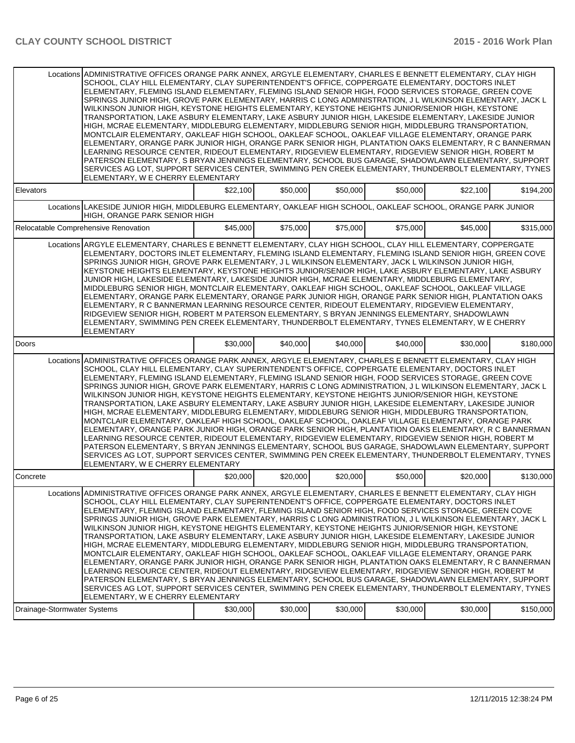| | | | | | | |
|---|---|---|---|---|---|---|
| Locations | ADMINISTRATIVE OFFICES ORANGE PARK ANNEX, ARGYLE ELEMENTARY, CHARLES E BENNETT ELEMENTARY, CLAY HIGH SCHOOL, CLAY HILL ELEMENTARY, CLAY SUPERINTENDENT'S OFFICE, COPPERGATE ELEMENTARY, DOCTORS INLET ELEMENTARY, FLEMING ISLAND ELEMENTARY, FLEMING ISLAND SENIOR HIGH, FOOD SERVICES STORAGE, GREEN COVE SPRINGS JUNIOR HIGH, GROVE PARK ELEMENTARY, HARRIS C LONG ADMINISTRATION, J L WILKINSON ELEMENTARY, JACK L WILKINSON JUNIOR HIGH, KEYSTONE HEIGHTS ELEMENTARY, KEYSTONE HEIGHTS JUNIOR/SENIOR HIGH, KEYSTONE TRANSPORTATION, LAKE ASBURY ELEMENTARY, LAKE ASBURY JUNIOR HIGH, LAKESIDE ELEMENTARY, LAKESIDE JUNIOR HIGH, MCRAE ELEMENTARY, MIDDLEBURG ELEMENTARY, MIDDLEBURG SENIOR HIGH, MIDDLEBURG TRANSPORTATION, MONTCLAIR ELEMENTARY, OAKLEAF HIGH SCHOOL, OAKLEAF SCHOOL, OAKLEAF VILLAGE ELEMENTARY, ORANGE PARK ELEMENTARY, ORANGE PARK JUNIOR HIGH, ORANGE PARK SENIOR HIGH, PLANTATION OAKS ELEMENTARY, R C BANNERMAN LEARNING RESOURCE CENTER, RIDEOUT ELEMENTARY, RIDGEVIEW ELEMENTARY, RIDGEVIEW SENIOR HIGH, ROBERT M PATERSON ELEMENTARY, S BRYAN JENNINGS ELEMENTARY, SCHOOL BUS GARAGE, SHADOWLAWN ELEMENTARY, SUPPORT SERVICES AG LOT, SUPPORT SERVICES CENTER, SWIMMING PEN CREEK ELEMENTARY, THUNDERBOLT ELEMENTARY, TYNES ELEMENTARY, W E CHERRY ELEMENTARY | | | | | |
| Elevators | | $22,100 | $50,000 | $50,000 | $50,000 | $22,100 | $194,200 |
| Locations | LAKESIDE JUNIOR HIGH, MIDDLEBURG ELEMENTARY, OAKLEAF HIGH SCHOOL, OAKLEAF SCHOOL, ORANGE PARK JUNIOR HIGH, ORANGE PARK SENIOR HIGH | | | | | |
| Relocatable Comprehensive Renovation | | $45,000 | $75,000 | $75,000 | $75,000 | $45,000 | $315,000 |
| Locations | ARGYLE ELEMENTARY, CHARLES E BENNETT ELEMENTARY, CLAY HIGH SCHOOL, CLAY HILL ELEMENTARY, COPPERGATE ELEMENTARY, DOCTORS INLET ELEMENTARY, FLEMING ISLAND ELEMENTARY, FLEMING ISLAND SENIOR HIGH, GREEN COVE SPRINGS JUNIOR HIGH, GROVE PARK ELEMENTARY, J L WILKINSON ELEMENTARY, JACK L WILKINSON JUNIOR HIGH, KEYSTONE HEIGHTS ELEMENTARY, KEYSTONE HEIGHTS JUNIOR/SENIOR HIGH, LAKE ASBURY ELEMENTARY, LAKE ASBURY JUNIOR HIGH, LAKESIDE ELEMENTARY, LAKESIDE JUNIOR HIGH, MCRAE ELEMENTARY, MIDDLEBURG ELEMENTARY, MIDDLEBURG SENIOR HIGH, MONTCLAIR ELEMENTARY, OAKLEAF HIGH SCHOOL, OAKLEAF SCHOOL, OAKLEAF VILLAGE ELEMENTARY, ORANGE PARK ELEMENTARY, ORANGE PARK JUNIOR HIGH, ORANGE PARK SENIOR HIGH, PLANTATION OAKS ELEMENTARY, R C BANNERMAN LEARNING RESOURCE CENTER, RIDEOUT ELEMENTARY, RIDGEVIEW ELEMENTARY, RIDGEVIEW SENIOR HIGH, ROBERT M PATERSON ELEMENTARY, S BRYAN JENNINGS ELEMENTARY, SHADOWLAWN ELEMENTARY, SWIMMING PEN CREEK ELEMENTARY, THUNDERBOLT ELEMENTARY, TYNES ELEMENTARY, W E CHERRY ELEMENTARY | | | | | |
| Doors | | $30,000 | $40,000 | $40,000 | $40,000 | $30,000 | $180,000 |
| Locations | ADMINISTRATIVE OFFICES ORANGE PARK ANNEX, ARGYLE ELEMENTARY, CHARLES E BENNETT ELEMENTARY, CLAY HIGH SCHOOL, CLAY HILL ELEMENTARY, CLAY SUPERINTENDENT'S OFFICE, COPPERGATE ELEMENTARY, DOCTORS INLET ELEMENTARY, FLEMING ISLAND ELEMENTARY, FLEMING ISLAND SENIOR HIGH, FOOD SERVICES STORAGE, GREEN COVE SPRINGS JUNIOR HIGH, GROVE PARK ELEMENTARY, HARRIS C LONG ADMINISTRATION, J L WILKINSON ELEMENTARY, JACK L WILKINSON JUNIOR HIGH, KEYSTONE HEIGHTS ELEMENTARY, KEYSTONE HEIGHTS JUNIOR/SENIOR HIGH, KEYSTONE TRANSPORTATION, LAKE ASBURY ELEMENTARY, LAKE ASBURY JUNIOR HIGH, LAKESIDE ELEMENTARY, LAKESIDE JUNIOR HIGH, MCRAE ELEMENTARY, MIDDLEBURG ELEMENTARY, MIDDLEBURG SENIOR HIGH, MIDDLEBURG TRANSPORTATION, MONTCLAIR ELEMENTARY, OAKLEAF HIGH SCHOOL, OAKLEAF SCHOOL, OAKLEAF VILLAGE ELEMENTARY, ORANGE PARK ELEMENTARY, ORANGE PARK JUNIOR HIGH, ORANGE PARK SENIOR HIGH, PLANTATION OAKS ELEMENTARY, R C BANNERMAN LEARNING RESOURCE CENTER, RIDEOUT ELEMENTARY, RIDGEVIEW ELEMENTARY, RIDGEVIEW SENIOR HIGH, ROBERT M PATERSON ELEMENTARY, S BRYAN JENNINGS ELEMENTARY, SCHOOL BUS GARAGE, SHADOWLAWN ELEMENTARY, SUPPORT SERVICES AG LOT, SUPPORT SERVICES CENTER, SWIMMING PEN CREEK ELEMENTARY, THUNDERBOLT ELEMENTARY, TYNES ELEMENTARY, W E CHERRY ELEMENTARY | | | | | |
| Concrete | | $20,000 | $20,000 | $20,000 | $50,000 | $20,000 | $130,000 |
| Locations | ADMINISTRATIVE OFFICES ORANGE PARK ANNEX, ARGYLE ELEMENTARY, CHARLES E BENNETT ELEMENTARY, CLAY HIGH SCHOOL, CLAY HILL ELEMENTARY, CLAY SUPERINTENDENT'S OFFICE, COPPERGATE ELEMENTARY, DOCTORS INLET ELEMENTARY, FLEMING ISLAND ELEMENTARY, FLEMING ISLAND SENIOR HIGH, FOOD SERVICES STORAGE, GREEN COVE SPRINGS JUNIOR HIGH, GROVE PARK ELEMENTARY, HARRIS C LONG ADMINISTRATION, J L WILKINSON ELEMENTARY, JACK L WILKINSON JUNIOR HIGH, KEYSTONE HEIGHTS ELEMENTARY, KEYSTONE HEIGHTS JUNIOR/SENIOR HIGH, KEYSTONE TRANSPORTATION, LAKE ASBURY ELEMENTARY, LAKE ASBURY JUNIOR HIGH, LAKESIDE ELEMENTARY, LAKESIDE JUNIOR HIGH, MCRAE ELEMENTARY, MIDDLEBURG ELEMENTARY, MIDDLEBURG SENIOR HIGH, MIDDLEBURG TRANSPORTATION, MONTCLAIR ELEMENTARY, OAKLEAF HIGH SCHOOL, OAKLEAF SCHOOL, OAKLEAF VILLAGE ELEMENTARY, ORANGE PARK ELEMENTARY, ORANGE PARK JUNIOR HIGH, ORANGE PARK SENIOR HIGH, PLANTATION OAKS ELEMENTARY, R C BANNERMAN LEARNING RESOURCE CENTER, RIDEOUT ELEMENTARY, RIDGEVIEW ELEMENTARY, RIDGEVIEW SENIOR HIGH, ROBERT M PATERSON ELEMENTARY, S BRYAN JENNINGS ELEMENTARY, SCHOOL BUS GARAGE, SHADOWLAWN ELEMENTARY, SUPPORT SERVICES AG LOT, SUPPORT SERVICES CENTER, SWIMMING PEN CREEK ELEMENTARY, THUNDERBOLT ELEMENTARY, TYNES ELEMENTARY, W E CHERRY ELEMENTARY | | | | | |
| Drainage-Stormwater Systems | | $30,000 | $30,000 | $30,000 | $30,000 | $30,000 | $150,000 |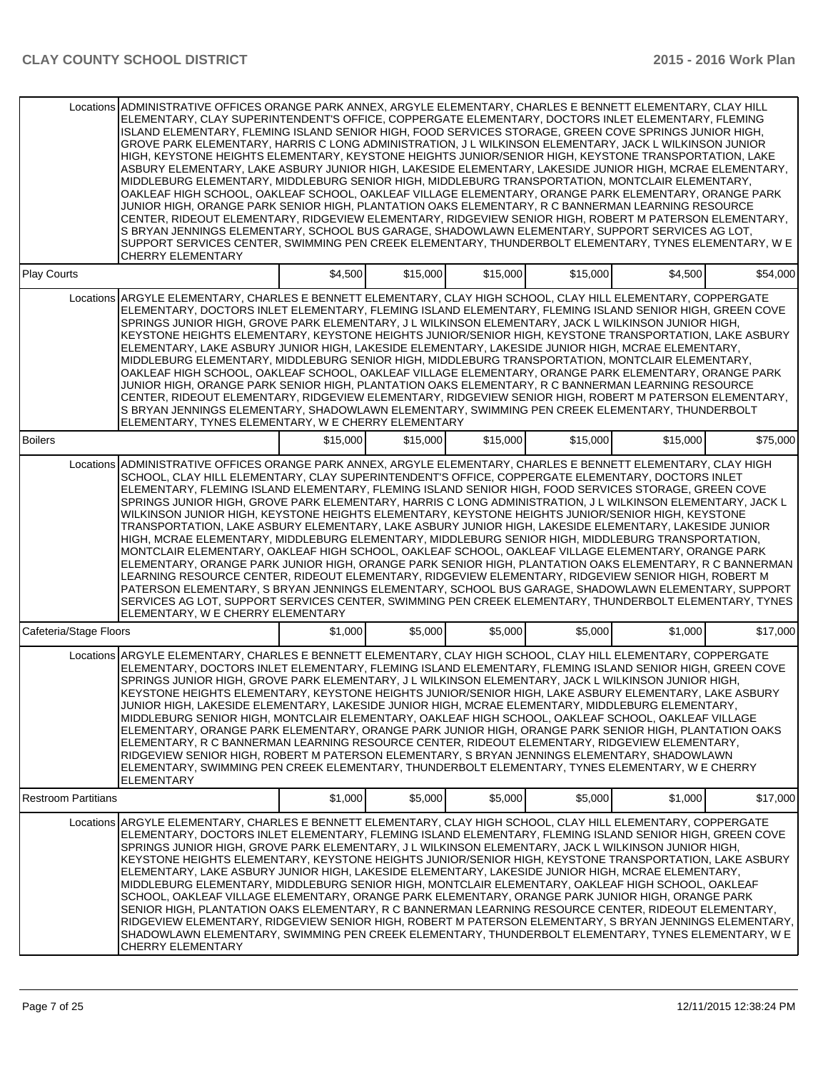| | | | | | | |
|---|---|---|---|---|---|---|
| Locations | ADMINISTRATIVE OFFICES ORANGE PARK ANNEX, ARGYLE ELEMENTARY, CHARLES E BENNETT ELEMENTARY, CLAY HILL ELEMENTARY, CLAY SUPERINTENDENT'S OFFICE, COPPERGATE ELEMENTARY, DOCTORS INLET ELEMENTARY, FLEMING ISLAND ELEMENTARY, FLEMING ISLAND SENIOR HIGH, FOOD SERVICES STORAGE, GREEN COVE SPRINGS JUNIOR HIGH, GROVE PARK ELEMENTARY, HARRIS C LONG ADMINISTRATION, J L WILKINSON ELEMENTARY, JACK L WILKINSON JUNIOR HIGH, KEYSTONE HEIGHTS ELEMENTARY, KEYSTONE HEIGHTS JUNIOR/SENIOR HIGH, KEYSTONE TRANSPORTATION, LAKE ASBURY ELEMENTARY, LAKE ASBURY JUNIOR HIGH, LAKESIDE ELEMENTARY, LAKESIDE JUNIOR HIGH, MCRAE ELEMENTARY, MIDDLEBURG ELEMENTARY, MIDDLEBURG SENIOR HIGH, MIDDLEBURG TRANSPORTATION, MONTCLAIR ELEMENTARY, OAKLEAF HIGH SCHOOL, OAKLEAF SCHOOL, OAKLEAF VILLAGE ELEMENTARY, ORANGE PARK ELEMENTARY, ORANGE PARK JUNIOR HIGH, ORANGE PARK SENIOR HIGH, PLANTATION OAKS ELEMENTARY, R C BANNERMAN LEARNING RESOURCE CENTER, RIDEOUT ELEMENTARY, RIDGEVIEW ELEMENTARY, RIDGEVIEW SENIOR HIGH, ROBERT M PATERSON ELEMENTARY, S BRYAN JENNINGS ELEMENTARY, SCHOOL BUS GARAGE, SHADOWLAWN ELEMENTARY, SUPPORT SERVICES AG LOT, SUPPORT SERVICES CENTER, SWIMMING PEN CREEK ELEMENTARY, THUNDERBOLT ELEMENTARY, TYNES ELEMENTARY, W E CHERRY ELEMENTARY | | | | | |
| Play Courts | | $4,500 | $15,000 | $15,000 | $15,000 | $4,500 | $54,000 |
| Locations | ARGYLE ELEMENTARY, CHARLES E BENNETT ELEMENTARY, CLAY HIGH SCHOOL, CLAY HILL ELEMENTARY, COPPERGATE ELEMENTARY, DOCTORS INLET ELEMENTARY, FLEMING ISLAND ELEMENTARY, FLEMING ISLAND SENIOR HIGH, GREEN COVE SPRINGS JUNIOR HIGH, GROVE PARK ELEMENTARY, J L WILKINSON ELEMENTARY, JACK L WILKINSON JUNIOR HIGH, KEYSTONE HEIGHTS ELEMENTARY, KEYSTONE HEIGHTS JUNIOR/SENIOR HIGH, KEYSTONE TRANSPORTATION, LAKE ASBURY ELEMENTARY, LAKE ASBURY JUNIOR HIGH, LAKESIDE ELEMENTARY, LAKESIDE JUNIOR HIGH, MCRAE ELEMENTARY, MIDDLEBURG ELEMENTARY, MIDDLEBURG SENIOR HIGH, MIDDLEBURG TRANSPORTATION, MONTCLAIR ELEMENTARY, OAKLEAF HIGH SCHOOL, OAKLEAF SCHOOL, OAKLEAF VILLAGE ELEMENTARY, ORANGE PARK ELEMENTARY, ORANGE PARK JUNIOR HIGH, ORANGE PARK SENIOR HIGH, PLANTATION OAKS ELEMENTARY, R C BANNERMAN LEARNING RESOURCE CENTER, RIDEOUT ELEMENTARY, RIDGEVIEW ELEMENTARY, RIDGEVIEW SENIOR HIGH, ROBERT M PATERSON ELEMENTARY, S BRYAN JENNINGS ELEMENTARY, SHADOWLAWN ELEMENTARY, SWIMMING PEN CREEK ELEMENTARY, THUNDERBOLT ELEMENTARY, TYNES ELEMENTARY, W E CHERRY ELEMENTARY | | | | | |
| Boilers | | $15,000 | $15,000 | $15,000 | $15,000 | $15,000 | $75,000 |
| Locations | ADMINISTRATIVE OFFICES ORANGE PARK ANNEX, ARGYLE ELEMENTARY, CHARLES E BENNETT ELEMENTARY, CLAY HIGH SCHOOL, CLAY HILL ELEMENTARY, CLAY SUPERINTENDENT'S OFFICE, COPPERGATE ELEMENTARY, DOCTORS INLET ELEMENTARY, FLEMING ISLAND ELEMENTARY, FLEMING ISLAND SENIOR HIGH, FOOD SERVICES STORAGE, GREEN COVE SPRINGS JUNIOR HIGH, GROVE PARK ELEMENTARY, HARRIS C LONG ADMINISTRATION, J L WILKINSON ELEMENTARY, JACK L WILKINSON JUNIOR HIGH, KEYSTONE HEIGHTS ELEMENTARY, KEYSTONE HEIGHTS JUNIOR/SENIOR HIGH, KEYSTONE TRANSPORTATION, LAKE ASBURY ELEMENTARY, LAKE ASBURY JUNIOR HIGH, LAKESIDE ELEMENTARY, LAKESIDE JUNIOR HIGH, MCRAE ELEMENTARY, MIDDLEBURG ELEMENTARY, MIDDLEBURG SENIOR HIGH, MIDDLEBURG TRANSPORTATION, MONTCLAIR ELEMENTARY, OAKLEAF HIGH SCHOOL, OAKLEAF SCHOOL, OAKLEAF VILLAGE ELEMENTARY, ORANGE PARK ELEMENTARY, ORANGE PARK JUNIOR HIGH, ORANGE PARK SENIOR HIGH, PLANTATION OAKS ELEMENTARY, R C BANNERMAN LEARNING RESOURCE CENTER, RIDEOUT ELEMENTARY, RIDGEVIEW ELEMENTARY, RIDGEVIEW SENIOR HIGH, ROBERT M PATERSON ELEMENTARY, S BRYAN JENNINGS ELEMENTARY, SCHOOL BUS GARAGE, SHADOWLAWN ELEMENTARY, SUPPORT SERVICES AG LOT, SUPPORT SERVICES CENTER, SWIMMING PEN CREEK ELEMENTARY, THUNDERBOLT ELEMENTARY, TYNES ELEMENTARY, W E CHERRY ELEMENTARY | | | | | |
| Cafeteria/Stage Floors | | $1,000 | $5,000 | $5,000 | $5,000 | $1,000 | $17,000 |
| Locations | ARGYLE ELEMENTARY, CHARLES E BENNETT ELEMENTARY, CLAY HIGH SCHOOL, CLAY HILL ELEMENTARY, COPPERGATE ELEMENTARY, DOCTORS INLET ELEMENTARY, FLEMING ISLAND ELEMENTARY, FLEMING ISLAND SENIOR HIGH, GREEN COVE SPRINGS JUNIOR HIGH, GROVE PARK ELEMENTARY, J L WILKINSON ELEMENTARY, JACK L WILKINSON JUNIOR HIGH, KEYSTONE HEIGHTS ELEMENTARY, KEYSTONE HEIGHTS JUNIOR/SENIOR HIGH, LAKE ASBURY ELEMENTARY, LAKE ASBURY JUNIOR HIGH, LAKESIDE ELEMENTARY, LAKESIDE JUNIOR HIGH, MCRAE ELEMENTARY, MIDDLEBURG ELEMENTARY, MIDDLEBURG SENIOR HIGH, MONTCLAIR ELEMENTARY, OAKLEAF HIGH SCHOOL, OAKLEAF SCHOOL, OAKLEAF VILLAGE ELEMENTARY, ORANGE PARK ELEMENTARY, ORANGE PARK JUNIOR HIGH, ORANGE PARK SENIOR HIGH, PLANTATION OAKS ELEMENTARY, R C BANNERMAN LEARNING RESOURCE CENTER, RIDEOUT ELEMENTARY, RIDGEVIEW ELEMENTARY, RIDGEVIEW SENIOR HIGH, ROBERT M PATERSON ELEMENTARY, S BRYAN JENNINGS ELEMENTARY, SHADOWLAWN ELEMENTARY, SWIMMING PEN CREEK ELEMENTARY, THUNDERBOLT ELEMENTARY, TYNES ELEMENTARY, W E CHERRY ELEMENTARY | | | | | |
| Restroom Partitians | | $1,000 | $5,000 | $5,000 | $5,000 | $1,000 | $17,000 |
| Locations | ARGYLE ELEMENTARY, CHARLES E BENNETT ELEMENTARY, CLAY HIGH SCHOOL, CLAY HILL ELEMENTARY, COPPERGATE ELEMENTARY, DOCTORS INLET ELEMENTARY, FLEMING ISLAND ELEMENTARY, FLEMING ISLAND SENIOR HIGH, GREEN COVE SPRINGS JUNIOR HIGH, GROVE PARK ELEMENTARY, J L WILKINSON ELEMENTARY, JACK L WILKINSON JUNIOR HIGH, KEYSTONE HEIGHTS ELEMENTARY, KEYSTONE HEIGHTS JUNIOR/SENIOR HIGH, KEYSTONE TRANSPORTATION, LAKE ASBURY ELEMENTARY, LAKE ASBURY JUNIOR HIGH, LAKESIDE ELEMENTARY, LAKESIDE JUNIOR HIGH, MCRAE ELEMENTARY, MIDDLEBURG ELEMENTARY, MIDDLEBURG SENIOR HIGH, MONTCLAIR ELEMENTARY, OAKLEAF HIGH SCHOOL, OAKLEAF SCHOOL, OAKLEAF VILLAGE ELEMENTARY, ORANGE PARK ELEMENTARY, ORANGE PARK JUNIOR HIGH, ORANGE PARK SENIOR HIGH, PLANTATION OAKS ELEMENTARY, R C BANNERMAN LEARNING RESOURCE CENTER, RIDEOUT ELEMENTARY, RIDGEVIEW ELEMENTARY, RIDGEVIEW SENIOR HIGH, ROBERT M PATERSON ELEMENTARY, S BRYAN JENNINGS ELEMENTARY, SHADOWLAWN ELEMENTARY, SWIMMING PEN CREEK ELEMENTARY, THUNDERBOLT ELEMENTARY, TYNES ELEMENTARY, W E CHERRY ELEMENTARY | | | | | |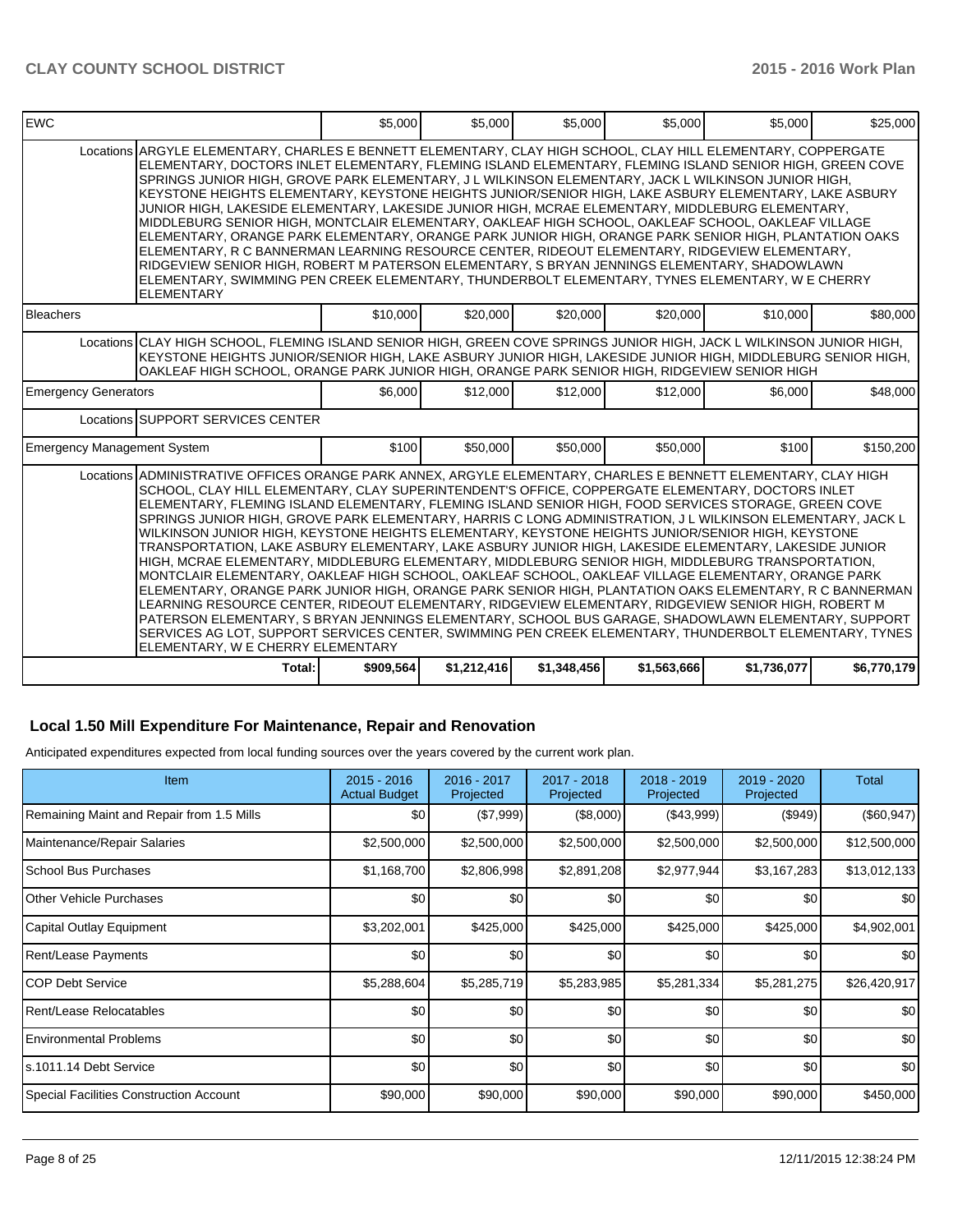| EWC | | $5,000 | $5,000 | $5,000 | $5,000 | $5,000 | $25,000 |
|---|---|---|---|---|---|---|---|
| | Locations | ARGYLE ELEMENTARY, CHARLES E BENNETT ELEMENTARY, CLAY HIGH SCHOOL, CLAY HILL ELEMENTARY, COPPERGATE ELEMENTARY, DOCTORS INLET ELEMENTARY, FLEMING ISLAND ELEMENTARY, FLEMING ISLAND SENIOR HIGH, GREEN COVE SPRINGS JUNIOR HIGH, GROVE PARK ELEMENTARY, J L WILKINSON ELEMENTARY, JACK L WILKINSON JUNIOR HIGH, KEYSTONE HEIGHTS ELEMENTARY, KEYSTONE HEIGHTS JUNIOR/SENIOR HIGH, LAKE ASBURY ELEMENTARY, LAKE ASBURY JUNIOR HIGH, LAKESIDE ELEMENTARY, LAKESIDE JUNIOR HIGH, MCRAE ELEMENTARY, MIDDLEBURG ELEMENTARY, MIDDLEBURG SENIOR HIGH, MONTCLAIR ELEMENTARY, OAKLEAF HIGH SCHOOL, OAKLEAF SCHOOL, OAKLEAF VILLAGE ELEMENTARY, ORANGE PARK ELEMENTARY, ORANGE PARK JUNIOR HIGH, ORANGE PARK SENIOR HIGH, PLANTATION OAKS ELEMENTARY, R C BANNERMAN LEARNING RESOURCE CENTER, RIDEOUT ELEMENTARY, RIDGEVIEW ELEMENTARY, RIDGEVIEW SENIOR HIGH, ROBERT M PATERSON ELEMENTARY, S BRYAN JENNINGS ELEMENTARY, SHADOWLAWN ELEMENTARY, SWIMMING PEN CREEK ELEMENTARY, THUNDERBOLT ELEMENTARY, TYNES ELEMENTARY, W E CHERRY ELEMENTARY | | | | | | |
| Bleachers | | $10,000 | $20,000 | $20,000 | $20,000 | $10,000 | $80,000 |
| | Locations | CLAY HIGH SCHOOL, FLEMING ISLAND SENIOR HIGH, GREEN COVE SPRINGS JUNIOR HIGH, JACK L WILKINSON JUNIOR HIGH, KEYSTONE HEIGHTS JUNIOR/SENIOR HIGH, LAKE ASBURY JUNIOR HIGH, LAKESIDE JUNIOR HIGH, MIDDLEBURG SENIOR HIGH, OAKLEAF HIGH SCHOOL, ORANGE PARK JUNIOR HIGH, ORANGE PARK SENIOR HIGH, RIDGEVIEW SENIOR HIGH | | | | | | |
| Emergency Generators | | $6,000 | $12,000 | $12,000 | $12,000 | $6,000 | $48,000 |
| | Locations | SUPPORT SERVICES CENTER | | | | | | |
| Emergency Management System | | $100 | $50,000 | $50,000 | $50,000 | $100 | $150,200 |
| | Locations | ADMINISTRATIVE OFFICES ORANGE PARK ANNEX, ARGYLE ELEMENTARY, CHARLES E BENNETT ELEMENTARY, CLAY HIGH SCHOOL, CLAY HILL ELEMENTARY, CLAY SUPERINTENDENT'S OFFICE, COPPERGATE ELEMENTARY, DOCTORS INLET ELEMENTARY, FLEMING ISLAND ELEMENTARY, FLEMING ISLAND SENIOR HIGH, FOOD SERVICES STORAGE, GREEN COVE SPRINGS JUNIOR HIGH, GROVE PARK ELEMENTARY, HARRIS C LONG ADMINISTRATION, J L WILKINSON ELEMENTARY, JACK L WILKINSON JUNIOR HIGH, KEYSTONE HEIGHTS ELEMENTARY, KEYSTONE HEIGHTS JUNIOR/SENIOR HIGH, KEYSTONE TRANSPORTATION, LAKE ASBURY ELEMENTARY, LAKE ASBURY JUNIOR HIGH, LAKESIDE ELEMENTARY, LAKESIDE JUNIOR HIGH, MCRAE ELEMENTARY, MIDDLEBURG ELEMENTARY, MIDDLEBURG SENIOR HIGH, MIDDLEBURG TRANSPORTATION, MONTCLAIR ELEMENTARY, OAKLEAF HIGH SCHOOL, OAKLEAF SCHOOL, OAKLEAF VILLAGE ELEMENTARY, ORANGE PARK ELEMENTARY, ORANGE PARK JUNIOR HIGH, ORANGE PARK SENIOR HIGH, PLANTATION OAKS ELEMENTARY, R C BANNERMAN LEARNING RESOURCE CENTER, RIDEOUT ELEMENTARY, RIDGEVIEW ELEMENTARY, RIDGEVIEW SENIOR HIGH, ROBERT M PATERSON ELEMENTARY, S BRYAN JENNINGS ELEMENTARY, SCHOOL BUS GARAGE, SHADOWLAWN ELEMENTARY, SUPPORT SERVICES AG LOT, SUPPORT SERVICES CENTER, SWIMMING PEN CREEK ELEMENTARY, THUNDERBOLT ELEMENTARY, TYNES ELEMENTARY, W E CHERRY ELEMENTARY | | | | | | |
| | Total: | $909,564 | $1,212,416 | $1,348,456 | $1,563,666 | $1,736,077 | $6,770,179 |

## Local 1.50 Mill Expenditure For Maintenance, Repair and Renovation

Anticipated expenditures expected from local funding sources over the years covered by the current work plan.

| Item | 2015 - 2016 Actual Budget | 2016 - 2017 Projected | 2017 - 2018 Projected | 2018 - 2019 Projected | 2019 - 2020 Projected | Total |
|---|---|---|---|---|---|---|
| Remaining Maint and Repair from 1.5 Mills | $0 | ($7,999) | ($8,000) | ($43,999) | ($949) | ($60,947) |
| Maintenance/Repair Salaries | $2,500,000 | $2,500,000 | $2,500,000 | $2,500,000 | $2,500,000 | $12,500,000 |
| School Bus Purchases | $1,168,700 | $2,806,998 | $2,891,208 | $2,977,944 | $3,167,283 | $13,012,133 |
| Other Vehicle Purchases | $0 | $0 | $0 | $0 | $0 | $0 |
| Capital Outlay Equipment | $3,202,001 | $425,000 | $425,000 | $425,000 | $425,000 | $4,902,001 |
| Rent/Lease Payments | $0 | $0 | $0 | $0 | $0 | $0 |
| COP Debt Service | $5,288,604 | $5,285,719 | $5,283,985 | $5,281,334 | $5,281,275 | $26,420,917 |
| Rent/Lease Relocatables | $0 | $0 | $0 | $0 | $0 | $0 |
| Environmental Problems | $0 | $0 | $0 | $0 | $0 | $0 |
| s.1011.14 Debt Service | $0 | $0 | $0 | $0 | $0 | $0 |
| Special Facilities Construction Account | $90,000 | $90,000 | $90,000 | $90,000 | $90,000 | $450,000 |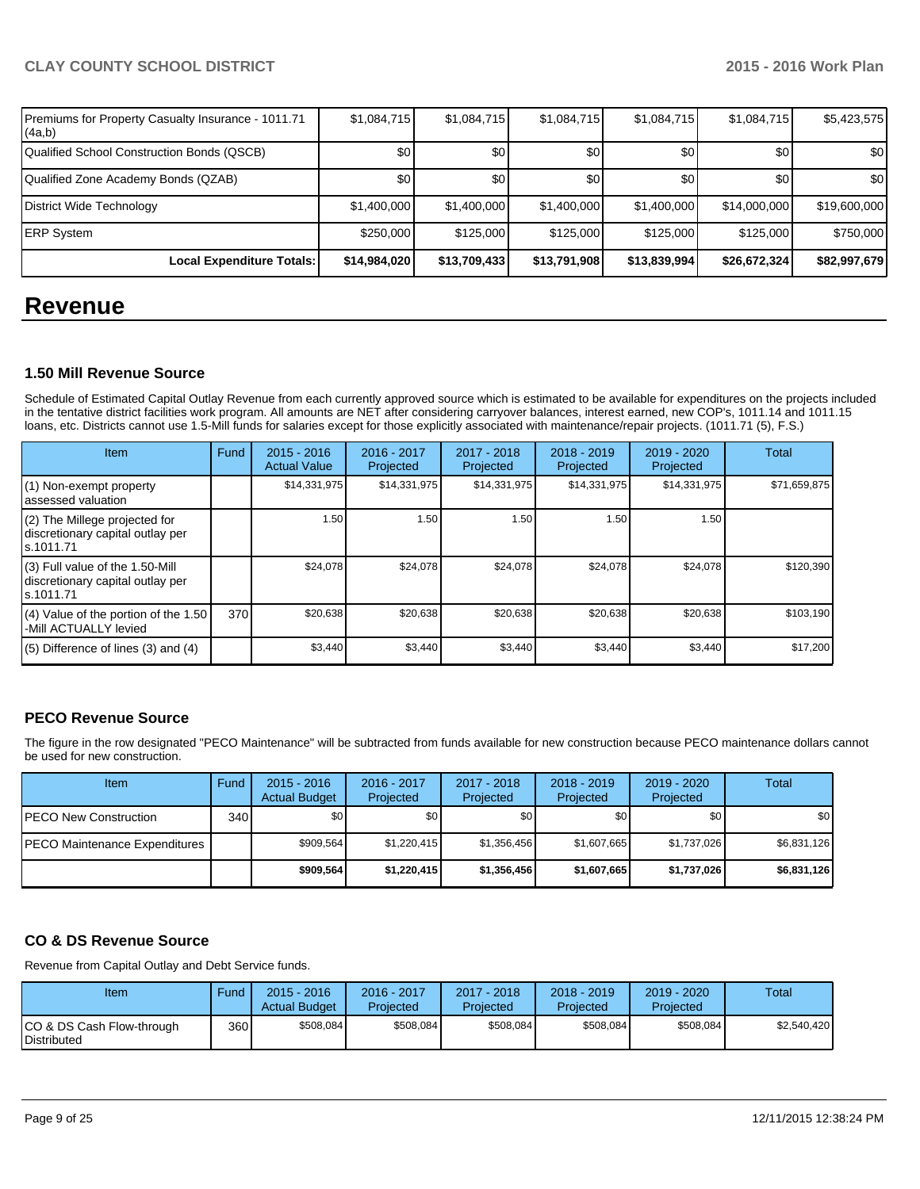| | | | | | | |
|---|---|---|---|---|---|---|
| Premiums for Property Casualty Insurance - 1011.71 (4a,b) | $1,084,715 | $1,084,715 | $1,084,715 | $1,084,715 | $1,084,715 | $5,423,575 |
| Qualified School Construction Bonds (QSCB) | $0 | $0 | $0 | $0 | $0 | $0 |
| Qualified Zone Academy Bonds (QZAB) | $0 | $0 | $0 | $0 | $0 | $0 |
| District Wide Technology | $1,400,000 | $1,400,000 | $1,400,000 | $1,400,000 | $14,000,000 | $19,600,000 |
| ERP System | $250,000 | $125,000 | $125,000 | $125,000 | $125,000 | $750,000 |
| **Local Expenditure Totals:** | **$14,984,020** | **$13,709,433** | **$13,791,908** | **$13,839,994** | **$26,672,324** | **$82,997,679** |

# Revenue

### 1.50 Mill Revenue Source

Schedule of Estimated Capital Outlay Revenue from each currently approved source which is estimated to be available for expenditures on the projects included in the tentative district facilities work program. All amounts are NET after considering carryover balances, interest earned, new COP's, 1011.14 and 1011.15 loans, etc. Districts cannot use 1.5-Mill funds for salaries except for those explicitly associated with maintenance/repair projects. (1011.71 (5), F.S.)

| Item | Fund | 2015 - 2016 Actual Value | 2016 - 2017 Projected | 2017 - 2018 Projected | 2018 - 2019 Projected | 2019 - 2020 Projected | Total |
|---|---|---|---|---|---|---|---|
| (1) Non-exempt property assessed valuation | | $14,331,975 | $14,331,975 | $14,331,975 | $14,331,975 | $14,331,975 | $71,659,875 |
| (2) The Millege projected for discretionary capital outlay per s.1011.71 | | 1.50 | 1.50 | 1.50 | 1.50 | 1.50 | |
| (3) Full value of the 1.50-Mill discretionary capital outlay per s.1011.71 | | $24,078 | $24,078 | $24,078 | $24,078 | $24,078 | $120,390 |
| (4) Value of the portion of the 1.50 -Mill ACTUALLY levied | 370 | $20,638 | $20,638 | $20,638 | $20,638 | $20,638 | $103,190 |
| (5) Difference of lines (3) and (4) | | $3,440 | $3,440 | $3,440 | $3,440 | $3,440 | $17,200 |

### PECO Revenue Source

The figure in the row designated "PECO Maintenance" will be subtracted from funds available for new construction because PECO maintenance dollars cannot be used for new construction.

| Item | Fund | 2015 - 2016 Actual Budget | 2016 - 2017 Projected | 2017 - 2018 Projected | 2018 - 2019 Projected | 2019 - 2020 Projected | Total |
|---|---|---|---|---|---|---|---|
| PECO New Construction | 340 | $0 | $0 | $0 | $0 | $0 | $0 |
| PECO Maintenance Expenditures | | $909,564 | $1,220,415 | $1,356,456 | $1,607,665 | $1,737,026 | $6,831,126 |
| | | **$909,564** | **$1,220,415** | **$1,356,456** | **$1,607,665** | **$1,737,026** | **$6,831,126** |

### CO & DS Revenue Source

Revenue from Capital Outlay and Debt Service funds.

| Item | Fund | 2015 - 2016 Actual Budget | 2016 - 2017 Projected | 2017 - 2018 Projected | 2018 - 2019 Projected | 2019 - 2020 Projected | Total |
|---|---|---|---|---|---|---|---|
| CO & DS Cash Flow-through Distributed | 360 | $508,084 | $508,084 | $508,084 | $508,084 | $508,084 | $2,540,420 |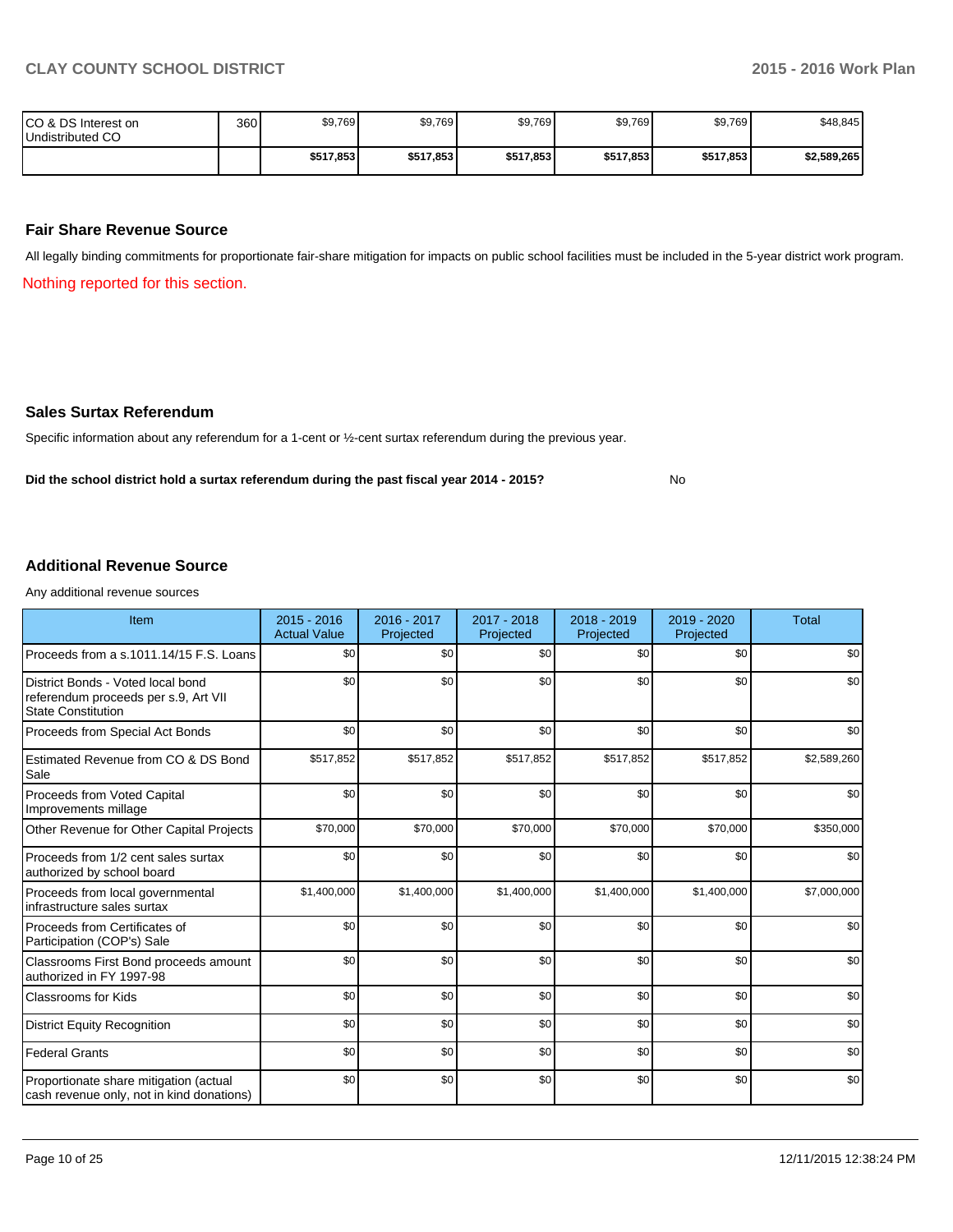| | | | | | | | |
|---|---|---|---|---|---|---|---|
| CO & DS Interest on Undistributed CO | 360 | $9,769 | $9,769 | $9,769 | $9,769 | $9,769 | $48,845 |
| | | **$517,853** | **$517,853** | **$517,853** | **$517,853** | **$517,853** | **$2,589,265** |

## Fair Share Revenue Source

All legally binding commitments for proportionate fair-share mitigation for impacts on public school facilities must be included in the 5-year district work program.

Nothing reported for this section.

## Sales Surtax Referendum

Specific information about any referendum for a 1-cent or ½-cent surtax referendum during the previous year.

**Did the school district hold a surtax referendum during the past fiscal year 2014 - 2015?** No

## Additional Revenue Source

Any additional revenue sources

| Item | 2015 - 2016 Actual Value | 2016 - 2017 Projected | 2017 - 2018 Projected | 2018 - 2019 Projected | 2019 - 2020 Projected | Total |
|---|---|---|---|---|---|---|
| Proceeds from a s.1011.14/15 F.S. Loans | $0 | $0 | $0 | $0 | $0 | $0 |
| District Bonds - Voted local bond referendum proceeds per s.9, Art VII State Constitution | $0 | $0 | $0 | $0 | $0 | $0 |
| Proceeds from Special Act Bonds | $0 | $0 | $0 | $0 | $0 | $0 |
| Estimated Revenue from CO & DS Bond Sale | $517,852 | $517,852 | $517,852 | $517,852 | $517,852 | $2,589,260 |
| Proceeds from Voted Capital Improvements millage | $0 | $0 | $0 | $0 | $0 | $0 |
| Other Revenue for Other Capital Projects | $70,000 | $70,000 | $70,000 | $70,000 | $70,000 | $350,000 |
| Proceeds from 1/2 cent sales surtax authorized by school board | $0 | $0 | $0 | $0 | $0 | $0 |
| Proceeds from local governmental infrastructure sales surtax | $1,400,000 | $1,400,000 | $1,400,000 | $1,400,000 | $1,400,000 | $7,000,000 |
| Proceeds from Certificates of Participation (COP's) Sale | $0 | $0 | $0 | $0 | $0 | $0 |
| Classrooms First Bond proceeds amount authorized in FY 1997-98 | $0 | $0 | $0 | $0 | $0 | $0 |
| Classrooms for Kids | $0 | $0 | $0 | $0 | $0 | $0 |
| District Equity Recognition | $0 | $0 | $0 | $0 | $0 | $0 |
| Federal Grants | $0 | $0 | $0 | $0 | $0 | $0 |
| Proportionate share mitigation (actual cash revenue only, not in kind donations) | $0 | $0 | $0 | $0 | $0 | $0 |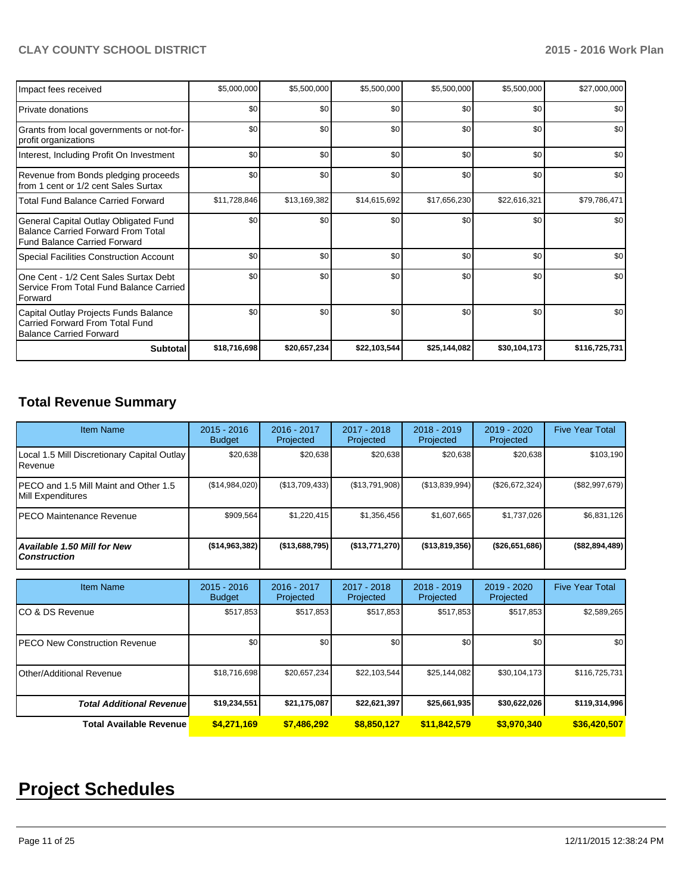| | | | | | | |
|---|---|---|---|---|---|---|
| Impact fees received | $5,000,000 | $5,500,000 | $5,500,000 | $5,500,000 | $5,500,000 | $27,000,000 |
| Private donations | $0 | $0 | $0 | $0 | $0 | $0 |
| Grants from local governments or not-for-profit organizations | $0 | $0 | $0 | $0 | $0 | $0 |
| Interest, Including Profit On Investment | $0 | $0 | $0 | $0 | $0 | $0 |
| Revenue from Bonds pledging proceeds from 1 cent or 1/2 cent Sales Surtax | $0 | $0 | $0 | $0 | $0 | $0 |
| Total Fund Balance Carried Forward | $11,728,846 | $13,169,382 | $14,615,692 | $17,656,230 | $22,616,321 | $79,786,471 |
| General Capital Outlay Obligated Fund Balance Carried Forward From Total Fund Balance Carried Forward | $0 | $0 | $0 | $0 | $0 | $0 |
| Special Facilities Construction Account | $0 | $0 | $0 | $0 | $0 | $0 |
| One Cent - 1/2 Cent Sales Surtax Debt Service From Total Fund Balance Carried Forward | $0 | $0 | $0 | $0 | $0 | $0 |
| Capital Outlay Projects Funds Balance Carried Forward From Total Fund Balance Carried Forward | $0 | $0 | $0 | $0 | $0 | $0 |
| **Subtotal** | **$18,716,698** | **$20,657,234** | **$22,103,544** | **$25,144,082** | **$30,104,173** | **$116,725,731** |

## Total Revenue Summary

| Item Name | 2015 - 2016 Budget | 2016 - 2017 Projected | 2017 - 2018 Projected | 2018 - 2019 Projected | 2019 - 2020 Projected | Five Year Total |
|---|---|---|---|---|---|---|
| Local 1.5 Mill Discretionary Capital Outlay Revenue | $20,638 | $20,638 | $20,638 | $20,638 | $20,638 | $103,190 |
| PECO and 1.5 Mill Maint and Other 1.5 Mill Expenditures | ($14,984,020) | ($13,709,433) | ($13,791,908) | ($13,839,994) | ($26,672,324) | ($82,997,679) |
| PECO Maintenance Revenue | $909,564 | $1,220,415 | $1,356,456 | $1,607,665 | $1,737,026 | $6,831,126 |
| ***Available 1.50 Mill for New Construction*** | **($14,963,382)** | **($13,688,795)** | **($13,771,270)** | **($13,819,356)** | **($26,651,686)** | **($82,894,489)** |

| Item Name | 2015 - 2016 Budget | 2016 - 2017 Projected | 2017 - 2018 Projected | 2018 - 2019 Projected | 2019 - 2020 Projected | Five Year Total |
|---|---|---|---|---|---|---|
| CO & DS Revenue | $517,853 | $517,853 | $517,853 | $517,853 | $517,853 | $2,589,265 |
| PECO New Construction Revenue | $0 | $0 | $0 | $0 | $0 | $0 |
| Other/Additional Revenue | $18,716,698 | $20,657,234 | $22,103,544 | $25,144,082 | $30,104,173 | $116,725,731 |
| ***Total Additional Revenue*** | **$19,234,551** | **$21,175,087** | **$22,621,397** | **$25,661,935** | **$30,622,026** | **$119,314,996** |
| **Total Available Revenue** | **$4,271,169** | **$7,486,292** | **$8,850,127** | **$11,842,579** | **$3,970,340** | **$36,420,507** |

# Project Schedules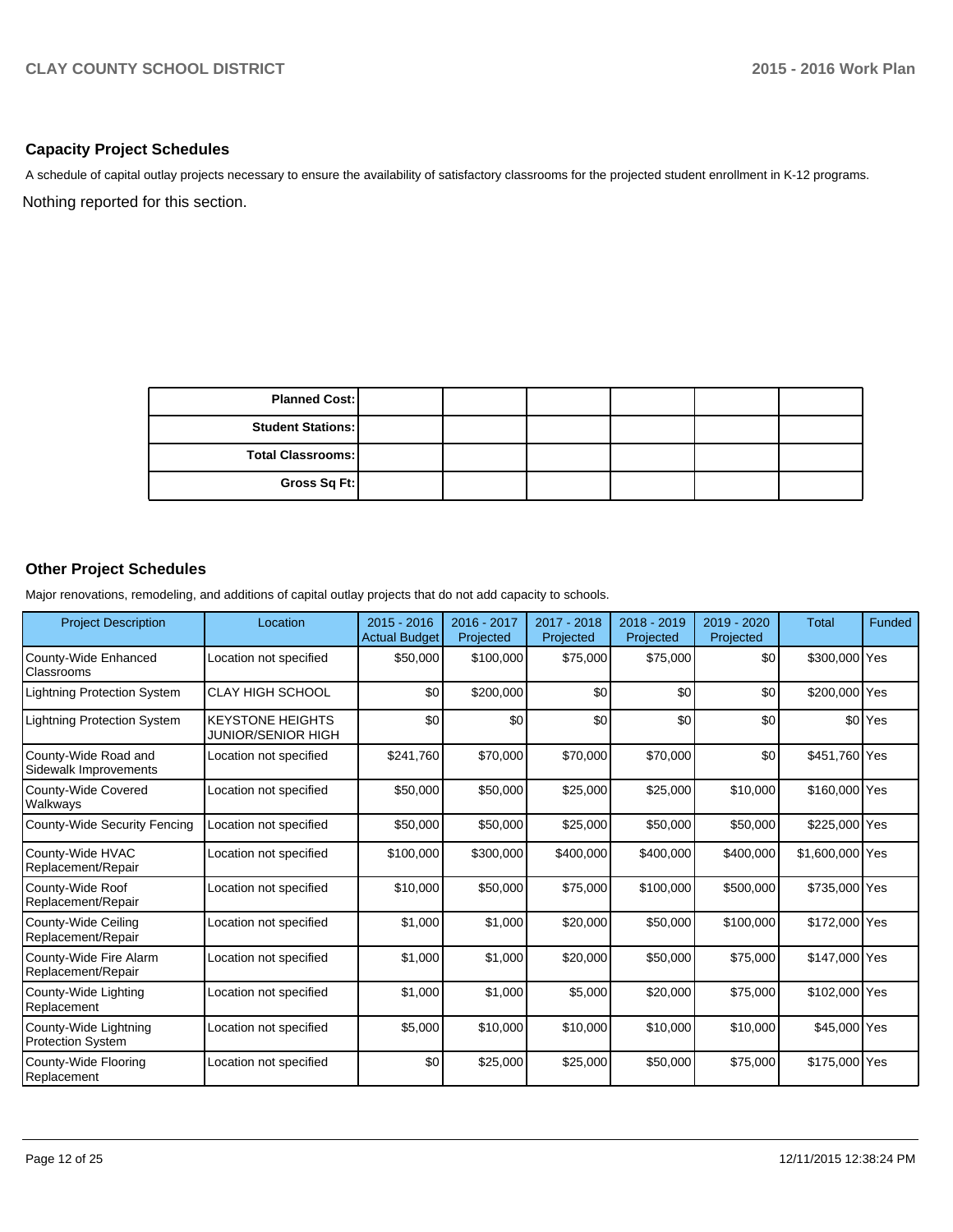## Capacity Project Schedules

A schedule of capital outlay projects necessary to ensure the availability of satisfactory classrooms for the projected student enrollment in K-12 programs.

Nothing reported for this section.

| | | | | | |
|---|---|---|---|---|---|
| **Planned Cost:** | | | | | |
| **Student Stations:** | | | | | |
| **Total Classrooms:** | | | | | |
| **Gross Sq Ft:** | | | | | |

## Other Project Schedules

Major renovations, remodeling, and additions of capital outlay projects that do not add capacity to schools.

| Project Description | Location | 2015 - 2016 Actual Budget | 2016 - 2017 Projected | 2017 - 2018 Projected | 2018 - 2019 Projected | 2019 - 2020 Projected | Total | Funded |
|---|---|---|---|---|---|---|---|---|
| County-Wide Enhanced Classrooms | Location not specified | $50,000 | $100,000 | $75,000 | $75,000 | $0 | $300,000 | Yes |
| Lightning Protection System | CLAY HIGH SCHOOL | $0 | $200,000 | $0 | $0 | $0 | $200,000 | Yes |
| Lightning Protection System | KEYSTONE HEIGHTS JUNIOR/SENIOR HIGH | $0 | $0 | $0 | $0 | $0 | $0 | Yes |
| County-Wide Road and Sidewalk Improvements | Location not specified | $241,760 | $70,000 | $70,000 | $70,000 | $0 | $451,760 | Yes |
| County-Wide Covered Walkways | Location not specified | $50,000 | $50,000 | $25,000 | $25,000 | $10,000 | $160,000 | Yes |
| County-Wide Security Fencing | Location not specified | $50,000 | $50,000 | $25,000 | $50,000 | $50,000 | $225,000 | Yes |
| County-Wide HVAC Replacement/Repair | Location not specified | $100,000 | $300,000 | $400,000 | $400,000 | $400,000 | $1,600,000 | Yes |
| County-Wide Roof Replacement/Repair | Location not specified | $10,000 | $50,000 | $75,000 | $100,000 | $500,000 | $735,000 | Yes |
| County-Wide Ceiling Replacement/Repair | Location not specified | $1,000 | $1,000 | $20,000 | $50,000 | $100,000 | $172,000 | Yes |
| County-Wide Fire Alarm Replacement/Repair | Location not specified | $1,000 | $1,000 | $20,000 | $50,000 | $75,000 | $147,000 | Yes |
| County-Wide Lighting Replacement | Location not specified | $1,000 | $1,000 | $5,000 | $20,000 | $75,000 | $102,000 | Yes |
| County-Wide Lightning Protection System | Location not specified | $5,000 | $10,000 | $10,000 | $10,000 | $10,000 | $45,000 | Yes |
| County-Wide Flooring Replacement | Location not specified | $0 | $25,000 | $25,000 | $50,000 | $75,000 | $175,000 | Yes |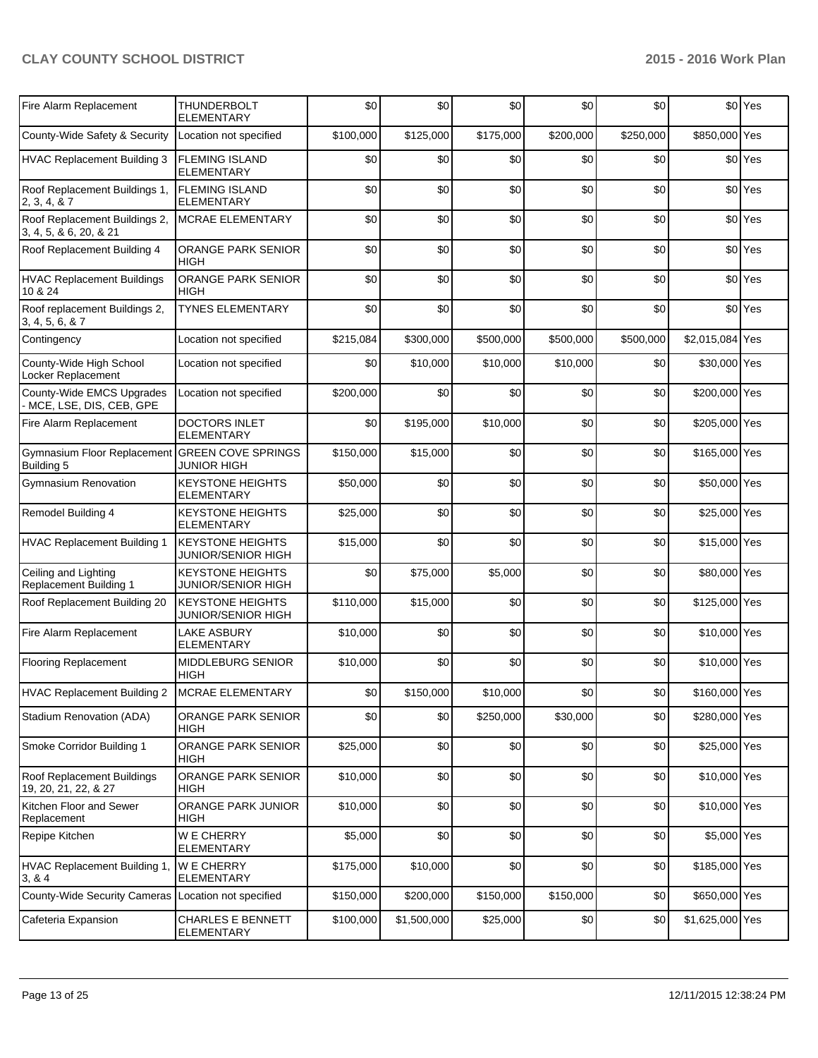| Fire Alarm Replacement | THUNDERBOLT ELEMENTARY | $0 | $0 | $0 | $0 | $0 | $0 | Yes |
|---|---|---|---|---|---|---|---|---|
| County-Wide Safety & Security | Location not specified | $100,000 | $125,000 | $175,000 | $200,000 | $250,000 | $850,000 | Yes |
| HVAC Replacement Building 3 | FLEMING ISLAND ELEMENTARY | $0 | $0 | $0 | $0 | $0 | $0 | Yes |
| Roof Replacement Buildings 1, 2, 3, 4, & 7 | FLEMING ISLAND ELEMENTARY | $0 | $0 | $0 | $0 | $0 | $0 | Yes |
| Roof Replacement Buildings 2, 3, 4, 5, & 6, 20, & 21 | MCRAE ELEMENTARY | $0 | $0 | $0 | $0 | $0 | $0 | Yes |
| Roof Replacement Building 4 | ORANGE PARK SENIOR HIGH | $0 | $0 | $0 | $0 | $0 | $0 | Yes |
| HVAC Replacement Buildings 10 & 24 | ORANGE PARK SENIOR HIGH | $0 | $0 | $0 | $0 | $0 | $0 | Yes |
| Roof replacement Buildings 2, 3, 4, 5, 6, & 7 | TYNES ELEMENTARY | $0 | $0 | $0 | $0 | $0 | $0 | Yes |
| Contingency | Location not specified | $215,084 | $300,000 | $500,000 | $500,000 | $500,000 | $2,015,084 | Yes |
| County-Wide High School Locker Replacement | Location not specified | $0 | $10,000 | $10,000 | $10,000 | $0 | $30,000 | Yes |
| County-Wide EMCS Upgrades - MCE, LSE, DIS, CEB, GPE | Location not specified | $200,000 | $0 | $0 | $0 | $0 | $200,000 | Yes |
| Fire Alarm Replacement | DOCTORS INLET ELEMENTARY | $0 | $195,000 | $10,000 | $0 | $0 | $205,000 | Yes |
| Gymnasium Floor Replacement Building 5 | GREEN COVE SPRINGS JUNIOR HIGH | $150,000 | $15,000 | $0 | $0 | $0 | $165,000 | Yes |
| Gymnasium Renovation | KEYSTONE HEIGHTS ELEMENTARY | $50,000 | $0 | $0 | $0 | $0 | $50,000 | Yes |
| Remodel Building 4 | KEYSTONE HEIGHTS ELEMENTARY | $25,000 | $0 | $0 | $0 | $0 | $25,000 | Yes |
| HVAC Replacement Building 1 | KEYSTONE HEIGHTS JUNIOR/SENIOR HIGH | $15,000 | $0 | $0 | $0 | $0 | $15,000 | Yes |
| Ceiling and Lighting Replacement Building 1 | KEYSTONE HEIGHTS JUNIOR/SENIOR HIGH | $0 | $75,000 | $5,000 | $0 | $0 | $80,000 | Yes |
| Roof Replacement Building 20 | KEYSTONE HEIGHTS JUNIOR/SENIOR HIGH | $110,000 | $15,000 | $0 | $0 | $0 | $125,000 | Yes |
| Fire Alarm Replacement | LAKE ASBURY ELEMENTARY | $10,000 | $0 | $0 | $0 | $0 | $10,000 | Yes |
| Flooring Replacement | MIDDLEBURG SENIOR HIGH | $10,000 | $0 | $0 | $0 | $0 | $10,000 | Yes |
| HVAC Replacement Building 2 | MCRAE ELEMENTARY | $0 | $150,000 | $10,000 | $0 | $0 | $160,000 | Yes |
| Stadium Renovation (ADA) | ORANGE PARK SENIOR HIGH | $0 | $0 | $250,000 | $30,000 | $0 | $280,000 | Yes |
| Smoke Corridor Building 1 | ORANGE PARK SENIOR HIGH | $25,000 | $0 | $0 | $0 | $0 | $25,000 | Yes |
| Roof Replacement Buildings 19, 20, 21, 22, & 27 | ORANGE PARK SENIOR HIGH | $10,000 | $0 | $0 | $0 | $0 | $10,000 | Yes |
| Kitchen Floor and Sewer Replacement | ORANGE PARK JUNIOR HIGH | $10,000 | $0 | $0 | $0 | $0 | $10,000 | Yes |
| Repipe Kitchen | W E CHERRY ELEMENTARY | $5,000 | $0 | $0 | $0 | $0 | $5,000 | Yes |
| HVAC Replacement Building 1, 3, & 4 | W E CHERRY ELEMENTARY | $175,000 | $10,000 | $0 | $0 | $0 | $185,000 | Yes |
| County-Wide Security Cameras | Location not specified | $150,000 | $200,000 | $150,000 | $150,000 | $0 | $650,000 | Yes |
| Cafeteria Expansion | CHARLES E BENNETT ELEMENTARY | $100,000 | $1,500,000 | $25,000 | $0 | $0 | $1,625,000 | Yes |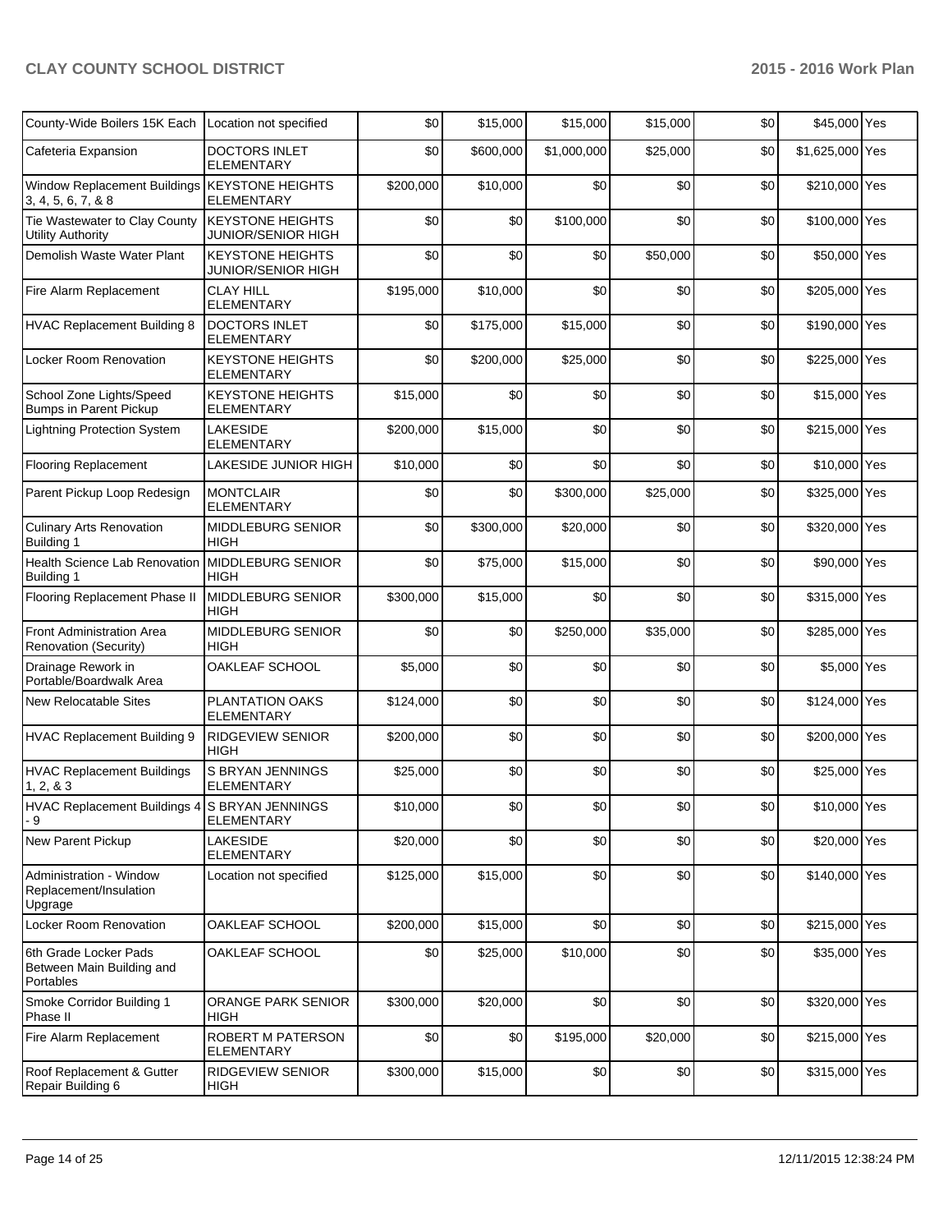| County-Wide Boilers 15K Each | Location not specified | $0 | $15,000 | $15,000 | $15,000 | $0 | $45,000 | Yes |
|---|---|---|---|---|---|---|---|---|
| Cafeteria Expansion | DOCTORS INLET ELEMENTARY | $0 | $600,000 | $1,000,000 | $25,000 | $0 | $1,625,000 | Yes |
| Window Replacement Buildings 3, 4, 5, 6, 7, & 8 | KEYSTONE HEIGHTS ELEMENTARY | $200,000 | $10,000 | $0 | $0 | $0 | $210,000 | Yes |
| Tie Wastewater to Clay County Utility Authority | KEYSTONE HEIGHTS JUNIOR/SENIOR HIGH | $0 | $0 | $100,000 | $0 | $0 | $100,000 | Yes |
| Demolish Waste Water Plant | KEYSTONE HEIGHTS JUNIOR/SENIOR HIGH | $0 | $0 | $0 | $50,000 | $0 | $50,000 | Yes |
| Fire Alarm Replacement | CLAY HILL ELEMENTARY | $195,000 | $10,000 | $0 | $0 | $0 | $205,000 | Yes |
| HVAC Replacement Building 8 | DOCTORS INLET ELEMENTARY | $0 | $175,000 | $15,000 | $0 | $0 | $190,000 | Yes |
| Locker Room Renovation | KEYSTONE HEIGHTS ELEMENTARY | $0 | $200,000 | $25,000 | $0 | $0 | $225,000 | Yes |
| School Zone Lights/Speed Bumps in Parent Pickup | KEYSTONE HEIGHTS ELEMENTARY | $15,000 | $0 | $0 | $0 | $0 | $15,000 | Yes |
| Lightning Protection System | LAKESIDE ELEMENTARY | $200,000 | $15,000 | $0 | $0 | $0 | $215,000 | Yes |
| Flooring Replacement | LAKESIDE JUNIOR HIGH | $10,000 | $0 | $0 | $0 | $0 | $10,000 | Yes |
| Parent Pickup Loop Redesign | MONTCLAIR ELEMENTARY | $0 | $0 | $300,000 | $25,000 | $0 | $325,000 | Yes |
| Culinary Arts Renovation Building 1 | MIDDLEBURG SENIOR HIGH | $0 | $300,000 | $20,000 | $0 | $0 | $320,000 | Yes |
| Health Science Lab Renovation Building 1 | MIDDLEBURG SENIOR HIGH | $0 | $75,000 | $15,000 | $0 | $0 | $90,000 | Yes |
| Flooring Replacement Phase II | MIDDLEBURG SENIOR HIGH | $300,000 | $15,000 | $0 | $0 | $0 | $315,000 | Yes |
| Front Administration Area Renovation (Security) | MIDDLEBURG SENIOR HIGH | $0 | $0 | $250,000 | $35,000 | $0 | $285,000 | Yes |
| Drainage Rework in Portable/Boardwalk Area | OAKLEAF SCHOOL | $5,000 | $0 | $0 | $0 | $0 | $5,000 | Yes |
| New Relocatable Sites | PLANTATION OAKS ELEMENTARY | $124,000 | $0 | $0 | $0 | $0 | $124,000 | Yes |
| HVAC Replacement Building 9 | RIDGEVIEW SENIOR HIGH | $200,000 | $0 | $0 | $0 | $0 | $200,000 | Yes |
| HVAC Replacement Buildings 1, 2, & 3 | S BRYAN JENNINGS ELEMENTARY | $25,000 | $0 | $0 | $0 | $0 | $25,000 | Yes |
| HVAC Replacement Buildings 4 - 9 | S BRYAN JENNINGS ELEMENTARY | $10,000 | $0 | $0 | $0 | $0 | $10,000 | Yes |
| New Parent Pickup | LAKESIDE ELEMENTARY | $20,000 | $0 | $0 | $0 | $0 | $20,000 | Yes |
| Administration - Window Replacement/Insulation Upgrage | Location not specified | $125,000 | $15,000 | $0 | $0 | $0 | $140,000 | Yes |
| Locker Room Renovation | OAKLEAF SCHOOL | $200,000 | $15,000 | $0 | $0 | $0 | $215,000 | Yes |
| 6th Grade Locker Pads Between Main Building and Portables | OAKLEAF SCHOOL | $0 | $25,000 | $10,000 | $0 | $0 | $35,000 | Yes |
| Smoke Corridor Building 1 Phase II | ORANGE PARK SENIOR HIGH | $300,000 | $20,000 | $0 | $0 | $0 | $320,000 | Yes |
| Fire Alarm Replacement | ROBERT M PATERSON ELEMENTARY | $0 | $0 | $195,000 | $20,000 | $0 | $215,000 | Yes |
| Roof Replacement & Gutter Repair Building 6 | RIDGEVIEW SENIOR HIGH | $300,000 | $15,000 | $0 | $0 | $0 | $315,000 | Yes |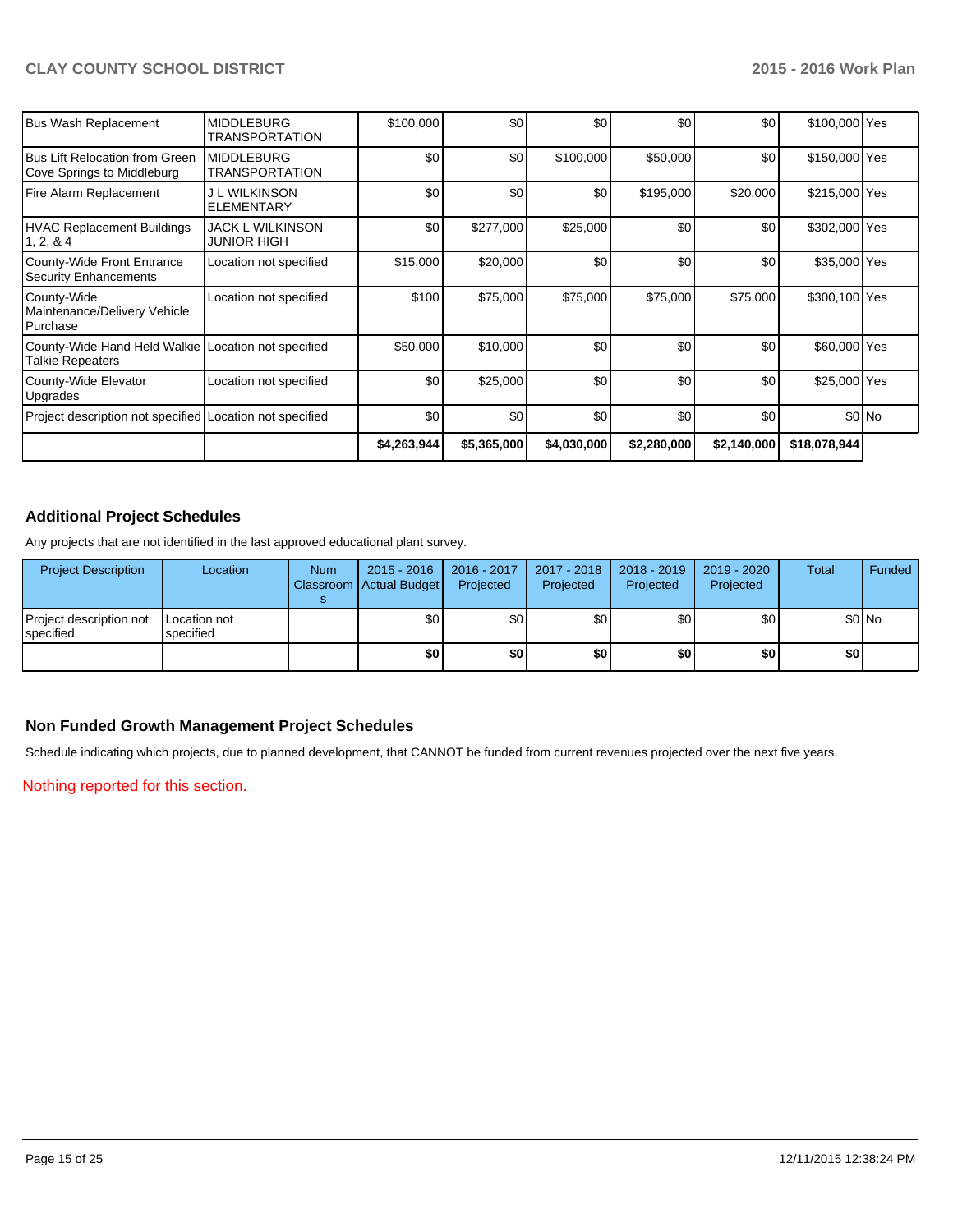| | | | | | | | | |
|---|---|---|---|---|---|---|---|---|
| Bus Wash Replacement | MIDDLEBURG TRANSPORTATION | $100,000 | $0 | $0 | $0 | $0 | $100,000 | Yes |
| Bus Lift Relocation from Green Cove Springs to Middleburg | MIDDLEBURG TRANSPORTATION | $0 | $0 | $100,000 | $50,000 | $0 | $150,000 | Yes |
| Fire Alarm Replacement | J L WILKINSON ELEMENTARY | $0 | $0 | $0 | $195,000 | $20,000 | $215,000 | Yes |
| HVAC Replacement Buildings 1, 2, & 4 | JACK L WILKINSON JUNIOR HIGH | $0 | $277,000 | $25,000 | $0 | $0 | $302,000 | Yes |
| County-Wide Front Entrance Security Enhancements | Location not specified | $15,000 | $20,000 | $0 | $0 | $0 | $35,000 | Yes |
| County-Wide Maintenance/Delivery Vehicle Purchase | Location not specified | $100 | $75,000 | $75,000 | $75,000 | $75,000 | $300,100 | Yes |
| County-Wide Hand Held Walkie Talkie Repeaters | Location not specified | $50,000 | $10,000 | $0 | $0 | $0 | $60,000 | Yes |
| County-Wide Elevator Upgrades | Location not specified | $0 | $25,000 | $0 | $0 | $0 | $25,000 | Yes |
| Project description not specified | Location not specified | $0 | $0 | $0 | $0 | $0 | $0 | No |
| | | **$4,263,944** | **$5,365,000** | **$4,030,000** | **$2,280,000** | **$2,140,000** | **$18,078,944** | |

## Additional Project Schedules

Any projects that are not identified in the last approved educational plant survey.

| Project Description | Location | Num Classrooms | 2015 - 2016 Actual Budget | 2016 - 2017 Projected | 2017 - 2018 Projected | 2018 - 2019 Projected | 2019 - 2020 Projected | Total | Funded |
|---|---|---|---|---|---|---|---|---|---|
| Project description not specified | Location not specified | | $0 | $0 | $0 | $0 | $0 | $0 | No |
| | | | **$0** | **$0** | **$0** | **$0** | **$0** | **$0** | |

## Non Funded Growth Management Project Schedules

Schedule indicating which projects, due to planned development, that CANNOT be funded from current revenues projected over the next five years.

Nothing reported for this section.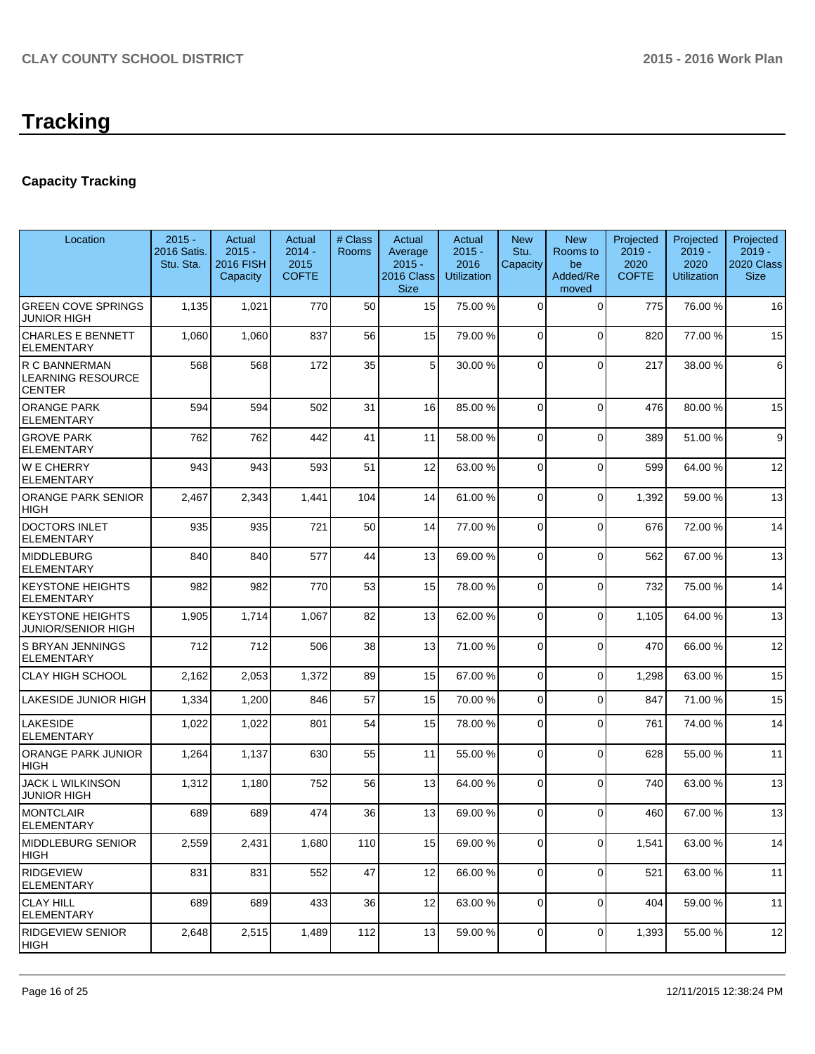# Tracking

## Capacity Tracking

| Location | 2015 - 2016 Satis. Stu. Sta. | Actual 2015 - 2016 FISH Capacity | Actual 2014 - 2015 COFTE | # Class Rooms | Actual Average 2015 - 2016 Class Size | Actual 2015 - 2016 Utilization | New Stu. Capacity | New Rooms to be Added/Removed | Projected 2019 - 2020 COFTE | Projected 2019 - 2020 Utilization | Projected 2019 - 2020 Class Size |
|---|---|---|---|---|---|---|---|---|---|---|---|
| GREEN COVE SPRINGS JUNIOR HIGH | 1,135 | 1,021 | 770 | 50 | 15 | 75.00 % | 0 | 0 | 775 | 76.00 % | 16 |
| CHARLES E BENNETT ELEMENTARY | 1,060 | 1,060 | 837 | 56 | 15 | 79.00 % | 0 | 0 | 820 | 77.00 % | 15 |
| R C BANNERMAN LEARNING RESOURCE CENTER | 568 | 568 | 172 | 35 | 5 | 30.00 % | 0 | 0 | 217 | 38.00 % | 6 |
| ORANGE PARK ELEMENTARY | 594 | 594 | 502 | 31 | 16 | 85.00 % | 0 | 0 | 476 | 80.00 % | 15 |
| GROVE PARK ELEMENTARY | 762 | 762 | 442 | 41 | 11 | 58.00 % | 0 | 0 | 389 | 51.00 % | 9 |
| W E CHERRY ELEMENTARY | 943 | 943 | 593 | 51 | 12 | 63.00 % | 0 | 0 | 599 | 64.00 % | 12 |
| ORANGE PARK SENIOR HIGH | 2,467 | 2,343 | 1,441 | 104 | 14 | 61.00 % | 0 | 0 | 1,392 | 59.00 % | 13 |
| DOCTORS INLET ELEMENTARY | 935 | 935 | 721 | 50 | 14 | 77.00 % | 0 | 0 | 676 | 72.00 % | 14 |
| MIDDLEBURG ELEMENTARY | 840 | 840 | 577 | 44 | 13 | 69.00 % | 0 | 0 | 562 | 67.00 % | 13 |
| KEYSTONE HEIGHTS ELEMENTARY | 982 | 982 | 770 | 53 | 15 | 78.00 % | 0 | 0 | 732 | 75.00 % | 14 |
| KEYSTONE HEIGHTS JUNIOR/SENIOR HIGH | 1,905 | 1,714 | 1,067 | 82 | 13 | 62.00 % | 0 | 0 | 1,105 | 64.00 % | 13 |
| S BRYAN JENNINGS ELEMENTARY | 712 | 712 | 506 | 38 | 13 | 71.00 % | 0 | 0 | 470 | 66.00 % | 12 |
| CLAY HIGH SCHOOL | 2,162 | 2,053 | 1,372 | 89 | 15 | 67.00 % | 0 | 0 | 1,298 | 63.00 % | 15 |
| LAKESIDE JUNIOR HIGH | 1,334 | 1,200 | 846 | 57 | 15 | 70.00 % | 0 | 0 | 847 | 71.00 % | 15 |
| LAKESIDE ELEMENTARY | 1,022 | 1,022 | 801 | 54 | 15 | 78.00 % | 0 | 0 | 761 | 74.00 % | 14 |
| ORANGE PARK JUNIOR HIGH | 1,264 | 1,137 | 630 | 55 | 11 | 55.00 % | 0 | 0 | 628 | 55.00 % | 11 |
| JACK L WILKINSON JUNIOR HIGH | 1,312 | 1,180 | 752 | 56 | 13 | 64.00 % | 0 | 0 | 740 | 63.00 % | 13 |
| MONTCLAIR ELEMENTARY | 689 | 689 | 474 | 36 | 13 | 69.00 % | 0 | 0 | 460 | 67.00 % | 13 |
| MIDDLEBURG SENIOR HIGH | 2,559 | 2,431 | 1,680 | 110 | 15 | 69.00 % | 0 | 0 | 1,541 | 63.00 % | 14 |
| RIDGEVIEW ELEMENTARY | 831 | 831 | 552 | 47 | 12 | 66.00 % | 0 | 0 | 521 | 63.00 % | 11 |
| CLAY HILL ELEMENTARY | 689 | 689 | 433 | 36 | 12 | 63.00 % | 0 | 0 | 404 | 59.00 % | 11 |
| RIDGEVIEW SENIOR HIGH | 2,648 | 2,515 | 1,489 | 112 | 13 | 59.00 % | 0 | 0 | 1,393 | 55.00 % | 12 |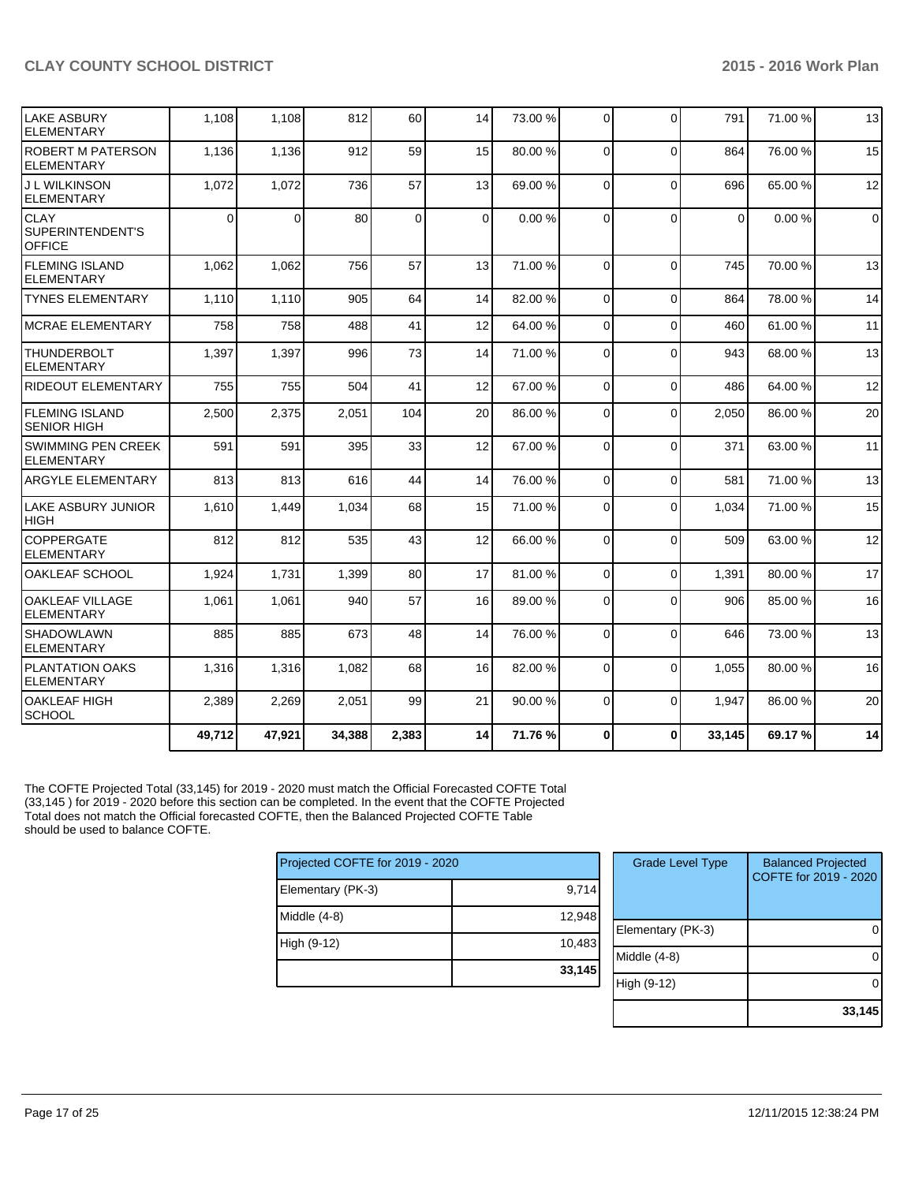| | | | | | | | | | | | |
|---|---|---|---|---|---|---|---|---|---|---|---|
| LAKE ASBURY ELEMENTARY | 1,108 | 1,108 | 812 | 60 | 14 | 73.00 % | 0 | 0 | 791 | 71.00 % | 13 |
| ROBERT M PATERSON ELEMENTARY | 1,136 | 1,136 | 912 | 59 | 15 | 80.00 % | 0 | 0 | 864 | 76.00 % | 15 |
| J L WILKINSON ELEMENTARY | 1,072 | 1,072 | 736 | 57 | 13 | 69.00 % | 0 | 0 | 696 | 65.00 % | 12 |
| CLAY SUPERINTENDENT'S OFFICE | 0 | 0 | 80 | 0 | 0 | 0.00 % | 0 | 0 | 0 | 0.00 % | 0 |
| FLEMING ISLAND ELEMENTARY | 1,062 | 1,062 | 756 | 57 | 13 | 71.00 % | 0 | 0 | 745 | 70.00 % | 13 |
| TYNES ELEMENTARY | 1,110 | 1,110 | 905 | 64 | 14 | 82.00 % | 0 | 0 | 864 | 78.00 % | 14 |
| MCRAE ELEMENTARY | 758 | 758 | 488 | 41 | 12 | 64.00 % | 0 | 0 | 460 | 61.00 % | 11 |
| THUNDERBOLT ELEMENTARY | 1,397 | 1,397 | 996 | 73 | 14 | 71.00 % | 0 | 0 | 943 | 68.00 % | 13 |
| RIDEOUT ELEMENTARY | 755 | 755 | 504 | 41 | 12 | 67.00 % | 0 | 0 | 486 | 64.00 % | 12 |
| FLEMING ISLAND SENIOR HIGH | 2,500 | 2,375 | 2,051 | 104 | 20 | 86.00 % | 0 | 0 | 2,050 | 86.00 % | 20 |
| SWIMMING PEN CREEK ELEMENTARY | 591 | 591 | 395 | 33 | 12 | 67.00 % | 0 | 0 | 371 | 63.00 % | 11 |
| ARGYLE ELEMENTARY | 813 | 813 | 616 | 44 | 14 | 76.00 % | 0 | 0 | 581 | 71.00 % | 13 |
| LAKE ASBURY JUNIOR HIGH | 1,610 | 1,449 | 1,034 | 68 | 15 | 71.00 % | 0 | 0 | 1,034 | 71.00 % | 15 |
| COPPERGATE ELEMENTARY | 812 | 812 | 535 | 43 | 12 | 66.00 % | 0 | 0 | 509 | 63.00 % | 12 |
| OAKLEAF SCHOOL | 1,924 | 1,731 | 1,399 | 80 | 17 | 81.00 % | 0 | 0 | 1,391 | 80.00 % | 17 |
| OAKLEAF VILLAGE ELEMENTARY | 1,061 | 1,061 | 940 | 57 | 16 | 89.00 % | 0 | 0 | 906 | 85.00 % | 16 |
| SHADOWLAWN ELEMENTARY | 885 | 885 | 673 | 48 | 14 | 76.00 % | 0 | 0 | 646 | 73.00 % | 13 |
| PLANTATION OAKS ELEMENTARY | 1,316 | 1,316 | 1,082 | 68 | 16 | 82.00 % | 0 | 0 | 1,055 | 80.00 % | 16 |
| OAKLEAF HIGH SCHOOL | 2,389 | 2,269 | 2,051 | 99 | 21 | 90.00 % | 0 | 0 | 1,947 | 86.00 % | 20 |
| | **49,712** | **47,921** | **34,388** | **2,383** | **14** | **71.76 %** | **0** | **0** | **33,145** | **69.17 %** | **14** |

The COFTE Projected Total (33,145) for 2019 - 2020 must match the Official Forecasted COFTE Total (33,145 ) for 2019 - 2020 before this section can be completed. In the event that the COFTE Projected Total does not match the Official forecasted COFTE, then the Balanced Projected COFTE Table should be used to balance COFTE.

| Projected COFTE for 2019 - 2020 | |
|---|---|
| Elementary (PK-3) | 9,714 |
| Middle (4-8) | 12,948 |
| High (9-12) | 10,483 |
| | **33,145** |

| Grade Level Type | Balanced Projected COFTE for 2019 - 2020 |
|---|---|
| Elementary (PK-3) | 0 |
| Middle (4-8) | 0 |
| High (9-12) | 0 |
| | **33,145** |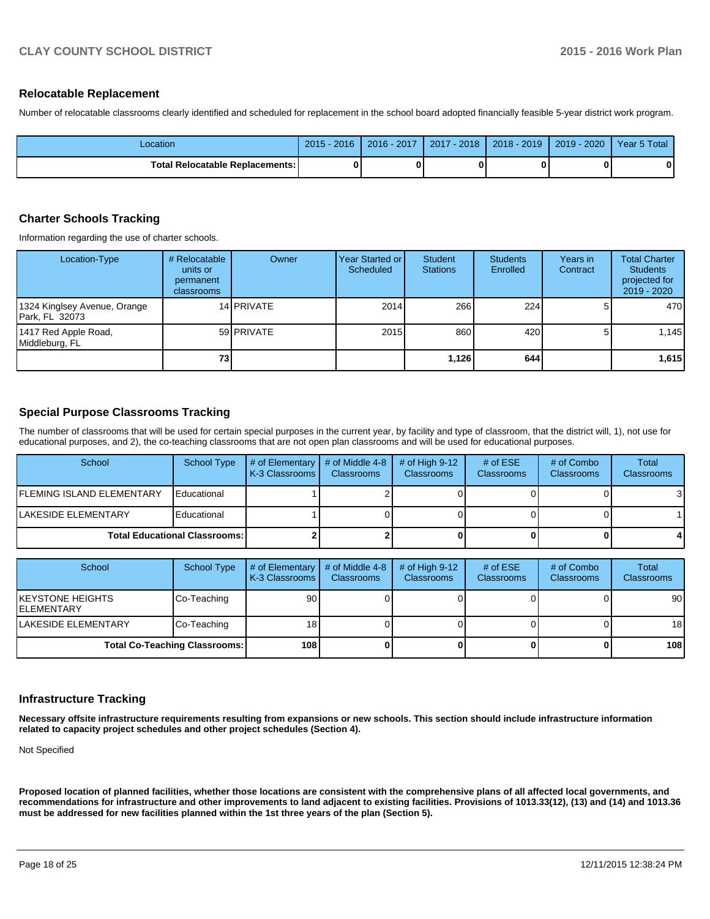## Relocatable Replacement

Number of relocatable classrooms clearly identified and scheduled for replacement in the school board adopted financially feasible 5-year district work program.

| Location | 2015 - 2016 | 2016 - 2017 | 2017 - 2018 | 2018 - 2019 | 2019 - 2020 | Year 5 Total |
|---|---|---|---|---|---|---|
| **Total Relocatable Replacements:** | **0** | **0** | **0** | **0** | **0** | **0** |

## Charter Schools Tracking

Information regarding the use of charter schools.

| Location-Type | # Relocatable units or permanent classrooms | Owner | Year Started or Scheduled | Student Stations | Students Enrolled | Years in Contract | Total Charter Students projected for 2019 - 2020 |
|---|---|---|---|---|---|---|---|
| 1324 Kinglsey Avenue, Orange Park, FL 32073 | 14 | PRIVATE | 2014 | 266 | 224 | 5 | 470 |
| 1417 Red Apple Road, Middleburg, FL | 59 | PRIVATE | 2015 | 860 | 420 | 5 | 1,145 |
| | **73** | | | **1,126** | **644** | | **1,615** |

## Special Purpose Classrooms Tracking

The number of classrooms that will be used for certain special purposes in the current year, by facility and type of classroom, that the district will, 1), not use for educational purposes, and 2), the co-teaching classrooms that are not open plan classrooms and will be used for educational purposes.

| School | School Type | # of Elementary K-3 Classrooms | # of Middle 4-8 Classrooms | # of High 9-12 Classrooms | # of ESE Classrooms | # of Combo Classrooms | Total Classrooms |
|---|---|---|---|---|---|---|---|
| FLEMING ISLAND ELEMENTARY | Educational | 1 | 2 | 0 | 0 | 0 | 3 |
| LAKESIDE ELEMENTARY | Educational | 1 | 0 | 0 | 0 | 0 | 1 |
| **Total Educational Classrooms:** | | **2** | **2** | **0** | **0** | **0** | **4** |

| School | School Type | # of Elementary K-3 Classrooms | # of Middle 4-8 Classrooms | # of High 9-12 Classrooms | # of ESE Classrooms | # of Combo Classrooms | Total Classrooms |
|---|---|---|---|---|---|---|---|
| KEYSTONE HEIGHTS ELEMENTARY | Co-Teaching | 90 | 0 | 0 | 0 | 0 | 90 |
| LAKESIDE ELEMENTARY | Co-Teaching | 18 | 0 | 0 | 0 | 0 | 18 |
| **Total Co-Teaching Classrooms:** | | **108** | **0** | **0** | **0** | **0** | **108** |

## Infrastructure Tracking

**Necessary offsite infrastructure requirements resulting from expansions or new schools. This section should include infrastructure information related to capacity project schedules and other project schedules (Section 4).**

Not Specified

**Proposed location of planned facilities, whether those locations are consistent with the comprehensive plans of all affected local governments, and recommendations for infrastructure and other improvements to land adjacent to existing facilities. Provisions of 1013.33(12), (13) and (14) and 1013.36 must be addressed for new facilities planned within the 1st three years of the plan (Section 5).**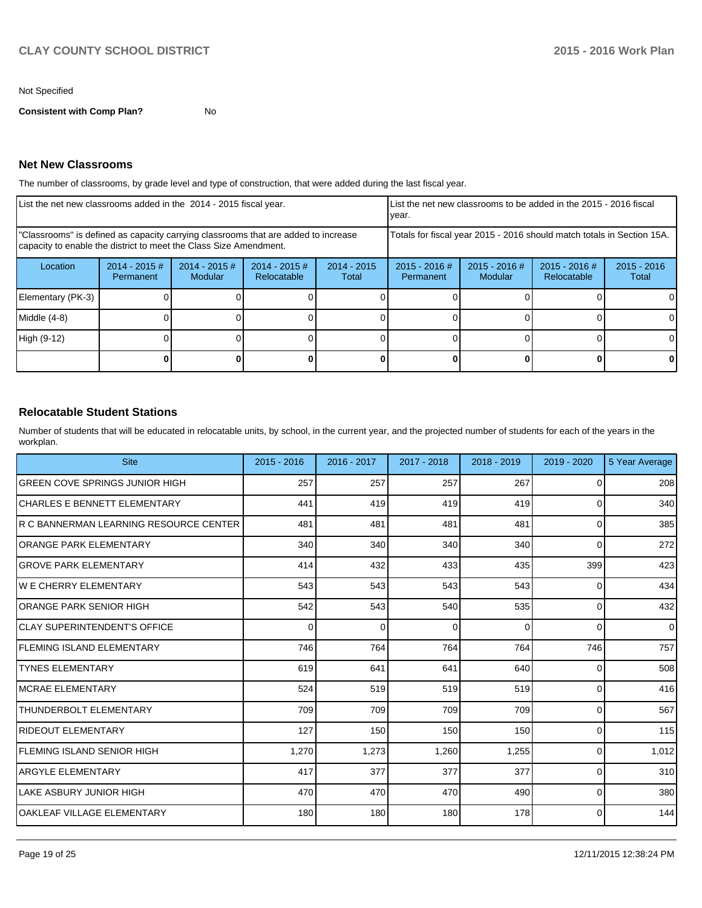Not Specified

**Consistent with Comp Plan?** No

## Net New Classrooms

The number of classrooms, by grade level and type of construction, that were added during the last fiscal year.

| List the net new classrooms added in the 2014 - 2015 fiscal year. | | | | | List the net new classrooms to be added in the 2015 - 2016 fiscal year. | | | |
|---|---|---|---|---|---|---|---|---|
| "Classrooms" is defined as capacity carrying classrooms that are added to increase capacity to enable the district to meet the Class Size Amendment. | | | | | Totals for fiscal year 2015 - 2016 should match totals in Section 15A. | | | |
| Location | 2014 - 2015 # Permanent | 2014 - 2015 # Modular | 2014 - 2015 # Relocatable | 2014 - 2015 Total | 2015 - 2016 # Permanent | 2015 - 2016 # Modular | 2015 - 2016 # Relocatable | 2015 - 2016 Total |
| Elementary (PK-3) | 0 | 0 | 0 | 0 | 0 | 0 | 0 | 0 |
| Middle (4-8) | 0 | 0 | 0 | 0 | 0 | 0 | 0 | 0 |
| High (9-12) | 0 | 0 | 0 | 0 | 0 | 0 | 0 | 0 |
| | **0** | **0** | **0** | **0** | **0** | **0** | **0** | **0** |

## Relocatable Student Stations

Number of students that will be educated in relocatable units, by school, in the current year, and the projected number of students for each of the years in the workplan.

| Site | 2015 - 2016 | 2016 - 2017 | 2017 - 2018 | 2018 - 2019 | 2019 - 2020 | 5 Year Average |
|---|---|---|---|---|---|---|
| GREEN COVE SPRINGS JUNIOR HIGH | 257 | 257 | 257 | 267 | 0 | 208 |
| CHARLES E BENNETT ELEMENTARY | 441 | 419 | 419 | 419 | 0 | 340 |
| R C BANNERMAN LEARNING RESOURCE CENTER | 481 | 481 | 481 | 481 | 0 | 385 |
| ORANGE PARK ELEMENTARY | 340 | 340 | 340 | 340 | 0 | 272 |
| GROVE PARK ELEMENTARY | 414 | 432 | 433 | 435 | 399 | 423 |
| W E CHERRY ELEMENTARY | 543 | 543 | 543 | 543 | 0 | 434 |
| ORANGE PARK SENIOR HIGH | 542 | 543 | 540 | 535 | 0 | 432 |
| CLAY SUPERINTENDENT'S OFFICE | 0 | 0 | 0 | 0 | 0 | 0 |
| FLEMING ISLAND ELEMENTARY | 746 | 764 | 764 | 764 | 746 | 757 |
| TYNES ELEMENTARY | 619 | 641 | 641 | 640 | 0 | 508 |
| MCRAE ELEMENTARY | 524 | 519 | 519 | 519 | 0 | 416 |
| THUNDERBOLT ELEMENTARY | 709 | 709 | 709 | 709 | 0 | 567 |
| RIDEOUT ELEMENTARY | 127 | 150 | 150 | 150 | 0 | 115 |
| FLEMING ISLAND SENIOR HIGH | 1,270 | 1,273 | 1,260 | 1,255 | 0 | 1,012 |
| ARGYLE ELEMENTARY | 417 | 377 | 377 | 377 | 0 | 310 |
| LAKE ASBURY JUNIOR HIGH | 470 | 470 | 470 | 490 | 0 | 380 |
| OAKLEAF VILLAGE ELEMENTARY | 180 | 180 | 180 | 178 | 0 | 144 |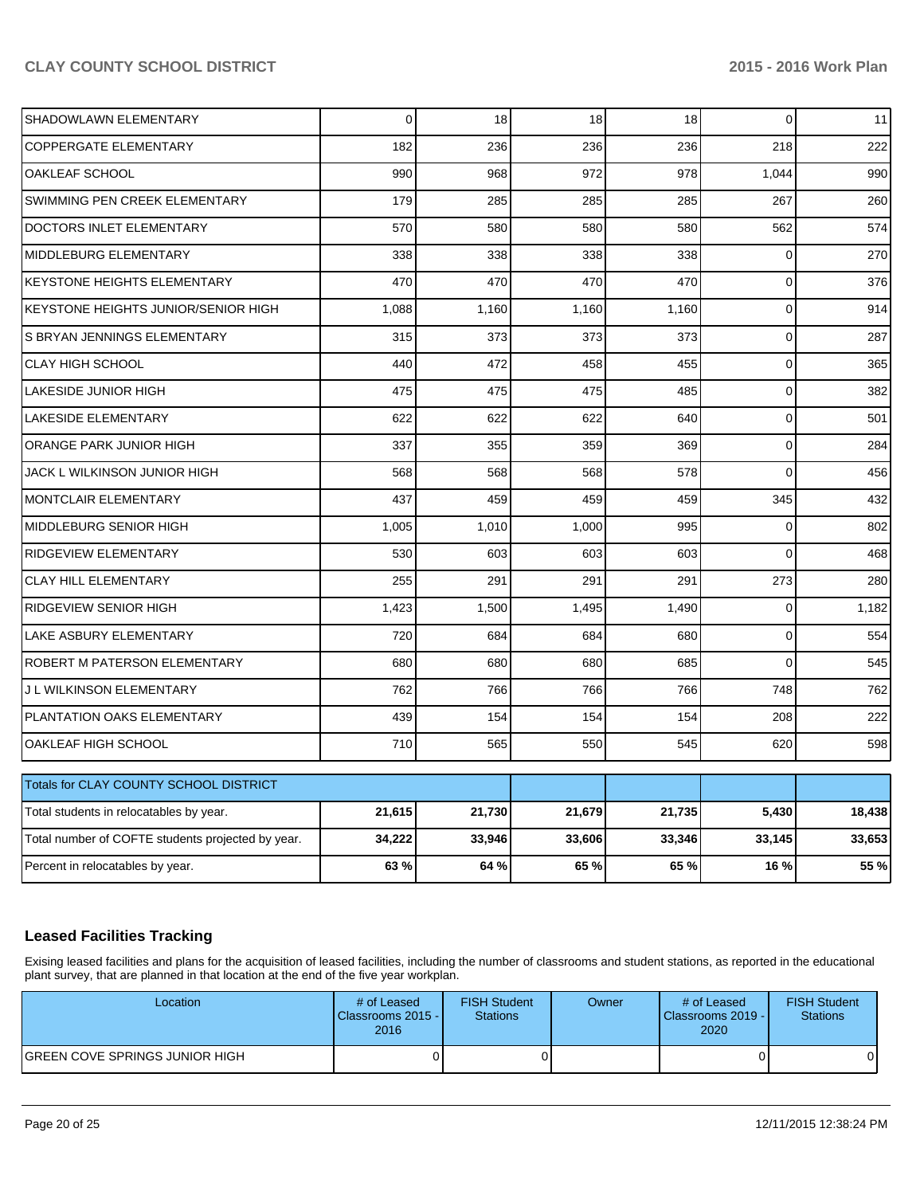| | | | | | | |
|---|---|---|---|---|---|---|
| SHADOWLAWN ELEMENTARY | 0 | 18 | 18 | 18 | 0 | 11 |
| COPPERGATE ELEMENTARY | 182 | 236 | 236 | 236 | 218 | 222 |
| OAKLEAF SCHOOL | 990 | 968 | 972 | 978 | 1,044 | 990 |
| SWIMMING PEN CREEK ELEMENTARY | 179 | 285 | 285 | 285 | 267 | 260 |
| DOCTORS INLET ELEMENTARY | 570 | 580 | 580 | 580 | 562 | 574 |
| MIDDLEBURG ELEMENTARY | 338 | 338 | 338 | 338 | 0 | 270 |
| KEYSTONE HEIGHTS ELEMENTARY | 470 | 470 | 470 | 470 | 0 | 376 |
| KEYSTONE HEIGHTS JUNIOR/SENIOR HIGH | 1,088 | 1,160 | 1,160 | 1,160 | 0 | 914 |
| S BRYAN JENNINGS ELEMENTARY | 315 | 373 | 373 | 373 | 0 | 287 |
| CLAY HIGH SCHOOL | 440 | 472 | 458 | 455 | 0 | 365 |
| LAKESIDE JUNIOR HIGH | 475 | 475 | 475 | 485 | 0 | 382 |
| LAKESIDE ELEMENTARY | 622 | 622 | 622 | 640 | 0 | 501 |
| ORANGE PARK JUNIOR HIGH | 337 | 355 | 359 | 369 | 0 | 284 |
| JACK L WILKINSON JUNIOR HIGH | 568 | 568 | 568 | 578 | 0 | 456 |
| MONTCLAIR ELEMENTARY | 437 | 459 | 459 | 459 | 345 | 432 |
| MIDDLEBURG SENIOR HIGH | 1,005 | 1,010 | 1,000 | 995 | 0 | 802 |
| RIDGEVIEW ELEMENTARY | 530 | 603 | 603 | 603 | 0 | 468 |
| CLAY HILL ELEMENTARY | 255 | 291 | 291 | 291 | 273 | 280 |
| RIDGEVIEW SENIOR HIGH | 1,423 | 1,500 | 1,495 | 1,490 | 0 | 1,182 |
| LAKE ASBURY ELEMENTARY | 720 | 684 | 684 | 680 | 0 | 554 |
| ROBERT M PATERSON ELEMENTARY | 680 | 680 | 680 | 685 | 0 | 545 |
| J L WILKINSON ELEMENTARY | 762 | 766 | 766 | 766 | 748 | 762 |
| PLANTATION OAKS ELEMENTARY | 439 | 154 | 154 | 154 | 208 | 222 |
| OAKLEAF HIGH SCHOOL | 710 | 565 | 550 | 545 | 620 | 598 |

| Totals for CLAY COUNTY SCHOOL DISTRICT | | | | | | |
|---|---|---|---|---|---|---|
| Total students in relocatables by year. | **21,615** | **21,730** | **21,679** | **21,735** | **5,430** | **18,438** |
| Total number of COFTE students projected by year. | **34,222** | **33,946** | **33,606** | **33,346** | **33,145** | **33,653** |
| Percent in relocatables by year. | **63 %** | **64 %** | **65 %** | **65 %** | **16 %** | **55 %** |

## Leased Facilities Tracking

Exising leased facilities and plans for the acquisition of leased facilities, including the number of classrooms and student stations, as reported in the educational plant survey, that are planned in that location at the end of the five year workplan.

| Location | # of Leased Classrooms 2015 - 2016 | FISH Student Stations | Owner | # of Leased Classrooms 2019 - 2020 | FISH Student Stations |
|---|---|---|---|---|---|
| GREEN COVE SPRINGS JUNIOR HIGH | 0 | 0 | | 0 | 0 |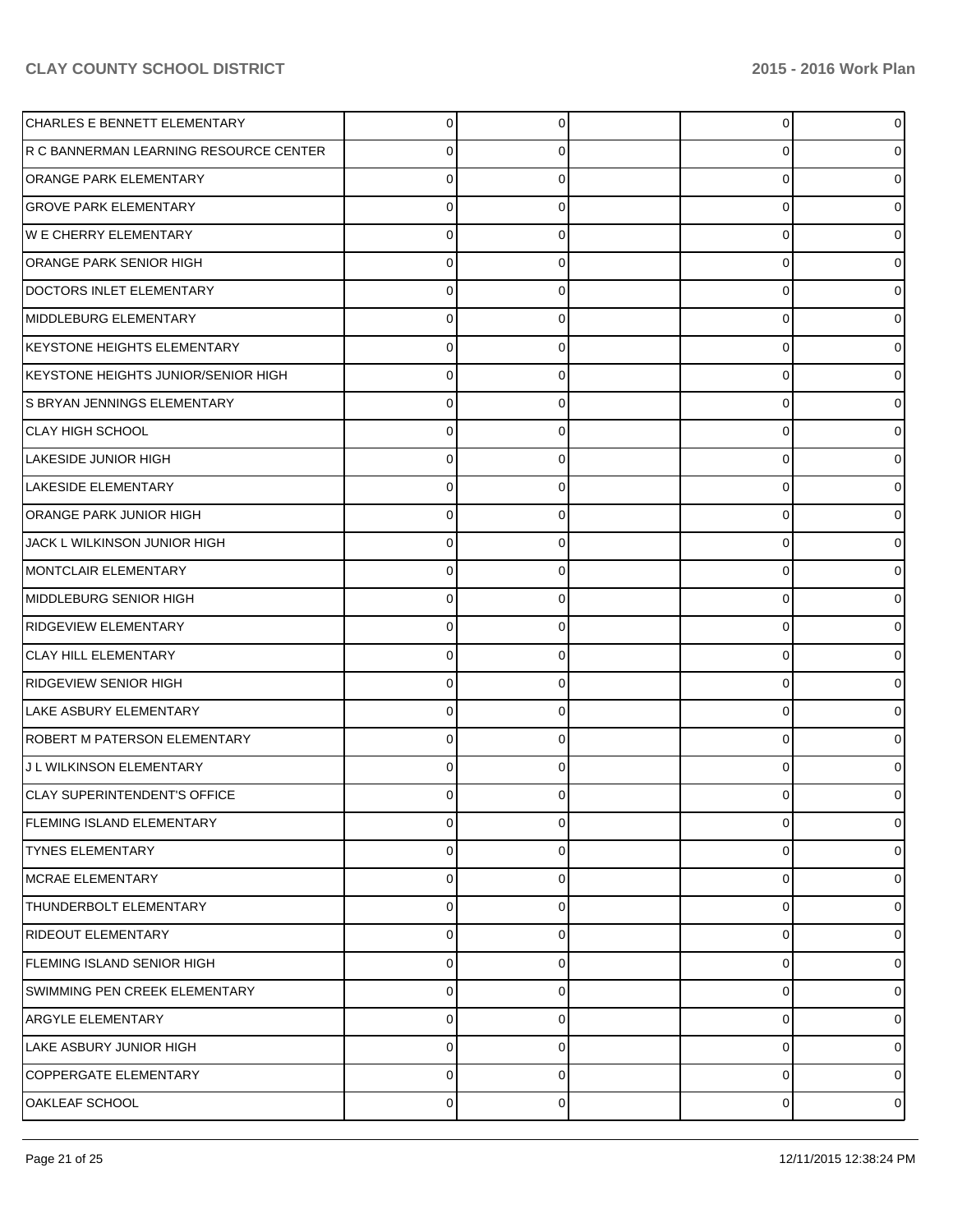| | | | | | |
|---|---|---|---|---|---|
| CHARLES E BENNETT ELEMENTARY | 0 | 0 | | 0 | 0 |
| R C BANNERMAN LEARNING RESOURCE CENTER | 0 | 0 | | 0 | 0 |
| ORANGE PARK ELEMENTARY | 0 | 0 | | 0 | 0 |
| GROVE PARK ELEMENTARY | 0 | 0 | | 0 | 0 |
| W E CHERRY ELEMENTARY | 0 | 0 | | 0 | 0 |
| ORANGE PARK SENIOR HIGH | 0 | 0 | | 0 | 0 |
| DOCTORS INLET ELEMENTARY | 0 | 0 | | 0 | 0 |
| MIDDLEBURG ELEMENTARY | 0 | 0 | | 0 | 0 |
| KEYSTONE HEIGHTS ELEMENTARY | 0 | 0 | | 0 | 0 |
| KEYSTONE HEIGHTS JUNIOR/SENIOR HIGH | 0 | 0 | | 0 | 0 |
| S BRYAN JENNINGS ELEMENTARY | 0 | 0 | | 0 | 0 |
| CLAY HIGH SCHOOL | 0 | 0 | | 0 | 0 |
| LAKESIDE JUNIOR HIGH | 0 | 0 | | 0 | 0 |
| LAKESIDE ELEMENTARY | 0 | 0 | | 0 | 0 |
| ORANGE PARK JUNIOR HIGH | 0 | 0 | | 0 | 0 |
| JACK L WILKINSON JUNIOR HIGH | 0 | 0 | | 0 | 0 |
| MONTCLAIR ELEMENTARY | 0 | 0 | | 0 | 0 |
| MIDDLEBURG SENIOR HIGH | 0 | 0 | | 0 | 0 |
| RIDGEVIEW ELEMENTARY | 0 | 0 | | 0 | 0 |
| CLAY HILL ELEMENTARY | 0 | 0 | | 0 | 0 |
| RIDGEVIEW SENIOR HIGH | 0 | 0 | | 0 | 0 |
| LAKE ASBURY ELEMENTARY | 0 | 0 | | 0 | 0 |
| ROBERT M PATERSON ELEMENTARY | 0 | 0 | | 0 | 0 |
| J L WILKINSON ELEMENTARY | 0 | 0 | | 0 | 0 |
| CLAY SUPERINTENDENT'S OFFICE | 0 | 0 | | 0 | 0 |
| FLEMING ISLAND ELEMENTARY | 0 | 0 | | 0 | 0 |
| TYNES ELEMENTARY | 0 | 0 | | 0 | 0 |
| MCRAE ELEMENTARY | 0 | 0 | | 0 | 0 |
| THUNDERBOLT ELEMENTARY | 0 | 0 | | 0 | 0 |
| RIDEOUT ELEMENTARY | 0 | 0 | | 0 | 0 |
| FLEMING ISLAND SENIOR HIGH | 0 | 0 | | 0 | 0 |
| SWIMMING PEN CREEK ELEMENTARY | 0 | 0 | | 0 | 0 |
| ARGYLE ELEMENTARY | 0 | 0 | | 0 | 0 |
| LAKE ASBURY JUNIOR HIGH | 0 | 0 | | 0 | 0 |
| COPPERGATE ELEMENTARY | 0 | 0 | | 0 | 0 |
| OAKLEAF SCHOOL | 0 | 0 | | 0 | 0 |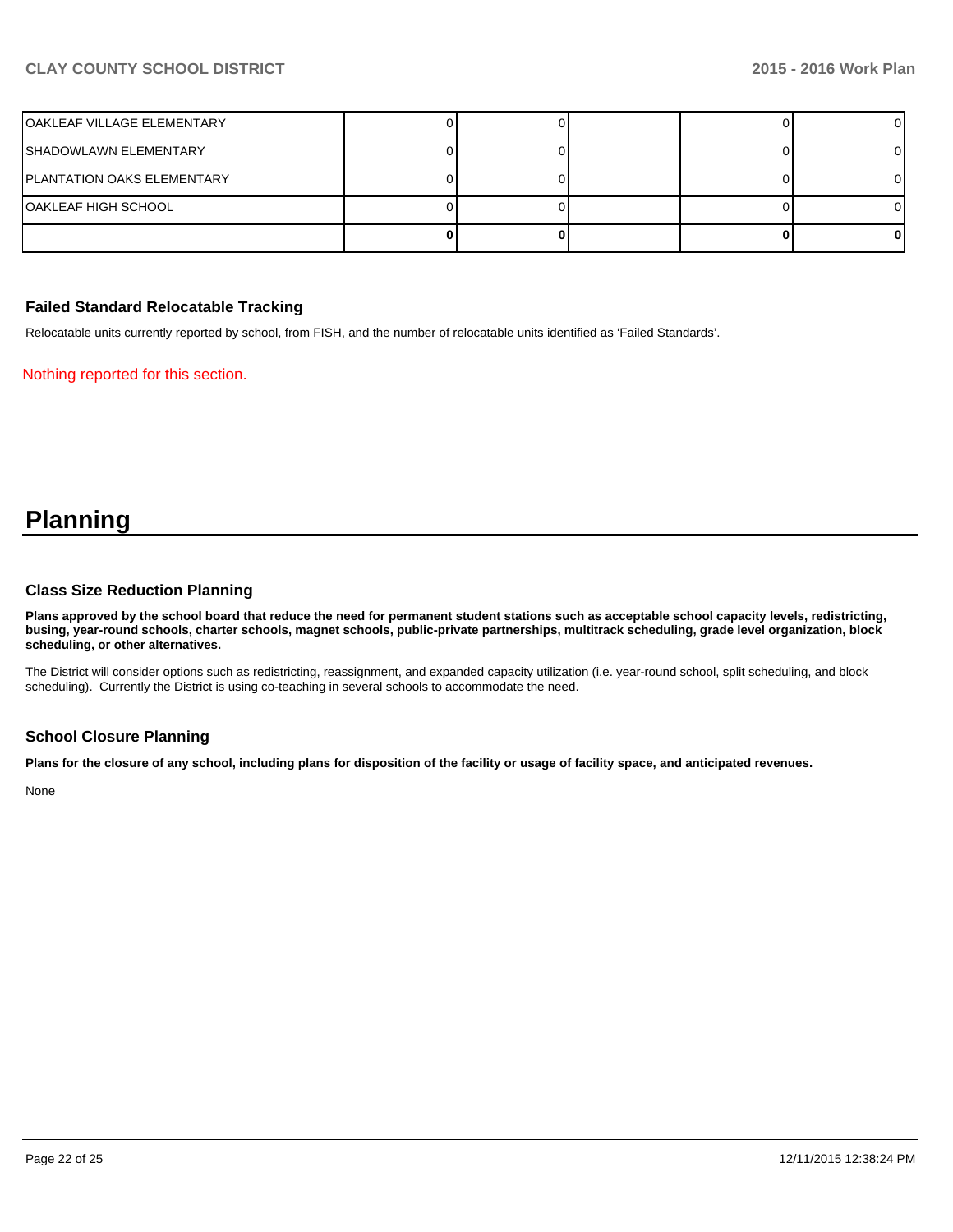| | | | | | |
|---|---|---|---|---|---|
| OAKLEAF VILLAGE ELEMENTARY | 0 | 0 | | 0 | 0 |
| SHADOWLAWN ELEMENTARY | 0 | 0 | | 0 | 0 |
| PLANTATION OAKS ELEMENTARY | 0 | 0 | | 0 | 0 |
| OAKLEAF HIGH SCHOOL | 0 | 0 | | 0 | 0 |
| | **0** | **0** | | **0** | **0** |

### Failed Standard Relocatable Tracking

Relocatable units currently reported by school, from FISH, and the number of relocatable units identified as 'Failed Standards'.

Nothing reported for this section.

# Planning

### Class Size Reduction Planning

**Plans approved by the school board that reduce the need for permanent student stations such as acceptable school capacity levels, redistricting, busing, year-round schools, charter schools, magnet schools, public-private partnerships, multitrack scheduling, grade level organization, block scheduling, or other alternatives.**

The District will consider options such as redistricting, reassignment, and expanded capacity utilization (i.e. year-round school, split scheduling, and block scheduling). Currently the District is using co-teaching in several schools to accommodate the need.

### School Closure Planning

**Plans for the closure of any school, including plans for disposition of the facility or usage of facility space, and anticipated revenues.**

None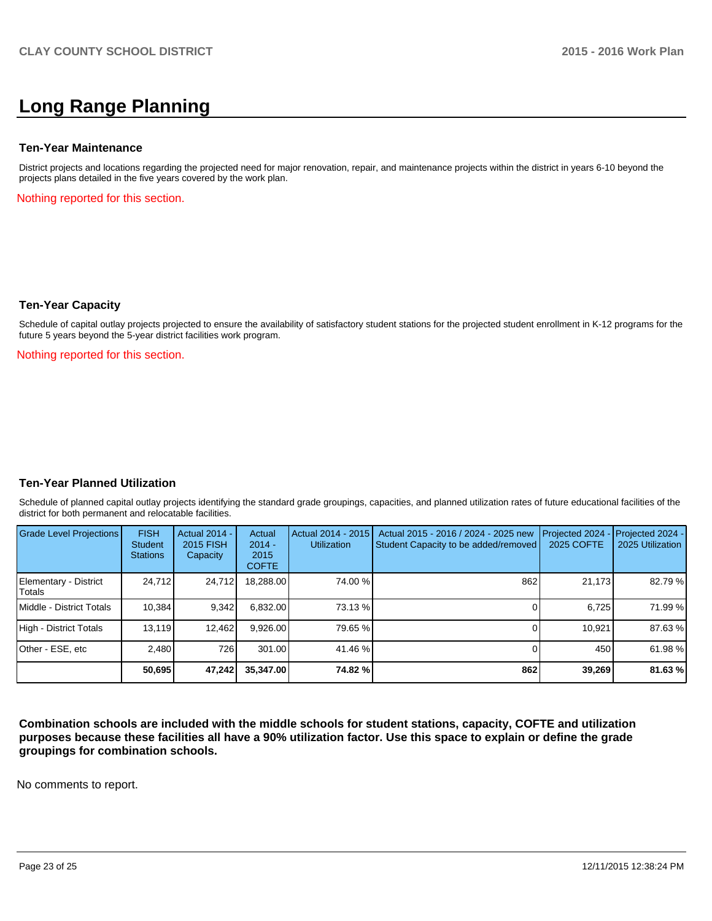# Long Range Planning

### Ten-Year Maintenance

District projects and locations regarding the projected need for major renovation, repair, and maintenance projects within the district in years 6-10 beyond the projects plans detailed in the five years covered by the work plan.

Nothing reported for this section.

### Ten-Year Capacity

Schedule of capital outlay projects projected to ensure the availability of satisfactory student stations for the projected student enrollment in K-12 programs for the future 5 years beyond the 5-year district facilities work program.

Nothing reported for this section.

### Ten-Year Planned Utilization

Schedule of planned capital outlay projects identifying the standard grade groupings, capacities, and planned utilization rates of future educational facilities of the district for both permanent and relocatable facilities.

| Grade Level Projections | FISH Student Stations | Actual 2014 - 2015 FISH Capacity | Actual 2014 - 2015 COFTE | Actual 2014 - 2015 Utilization | Actual 2015 - 2016 / 2024 - 2025 new Student Capacity to be added/removed | Projected 2024 - 2025 COFTE | Projected 2024 - 2025 Utilization |
|---|---|---|---|---|---|---|---|
| Elementary - District Totals | 24,712 | 24,712 | 18,288.00 | 74.00 % | 862 | 21,173 | 82.79 % |
| Middle - District Totals | 10,384 | 9,342 | 6,832.00 | 73.13 % | 0 | 6,725 | 71.99 % |
| High - District Totals | 13,119 | 12,462 | 9,926.00 | 79.65 % | 0 | 10,921 | 87.63 % |
| Other - ESE, etc | 2,480 | 726 | 301.00 | 41.46 % | 0 | 450 | 61.98 % |
| | **50,695** | **47,242** | **35,347.00** | **74.82 %** | **862** | **39,269** | **81.63 %** |

**Combination schools are included with the middle schools for student stations, capacity, COFTE and utilization purposes because these facilities all have a 90% utilization factor. Use this space to explain or define the grade groupings for combination schools.**

No comments to report.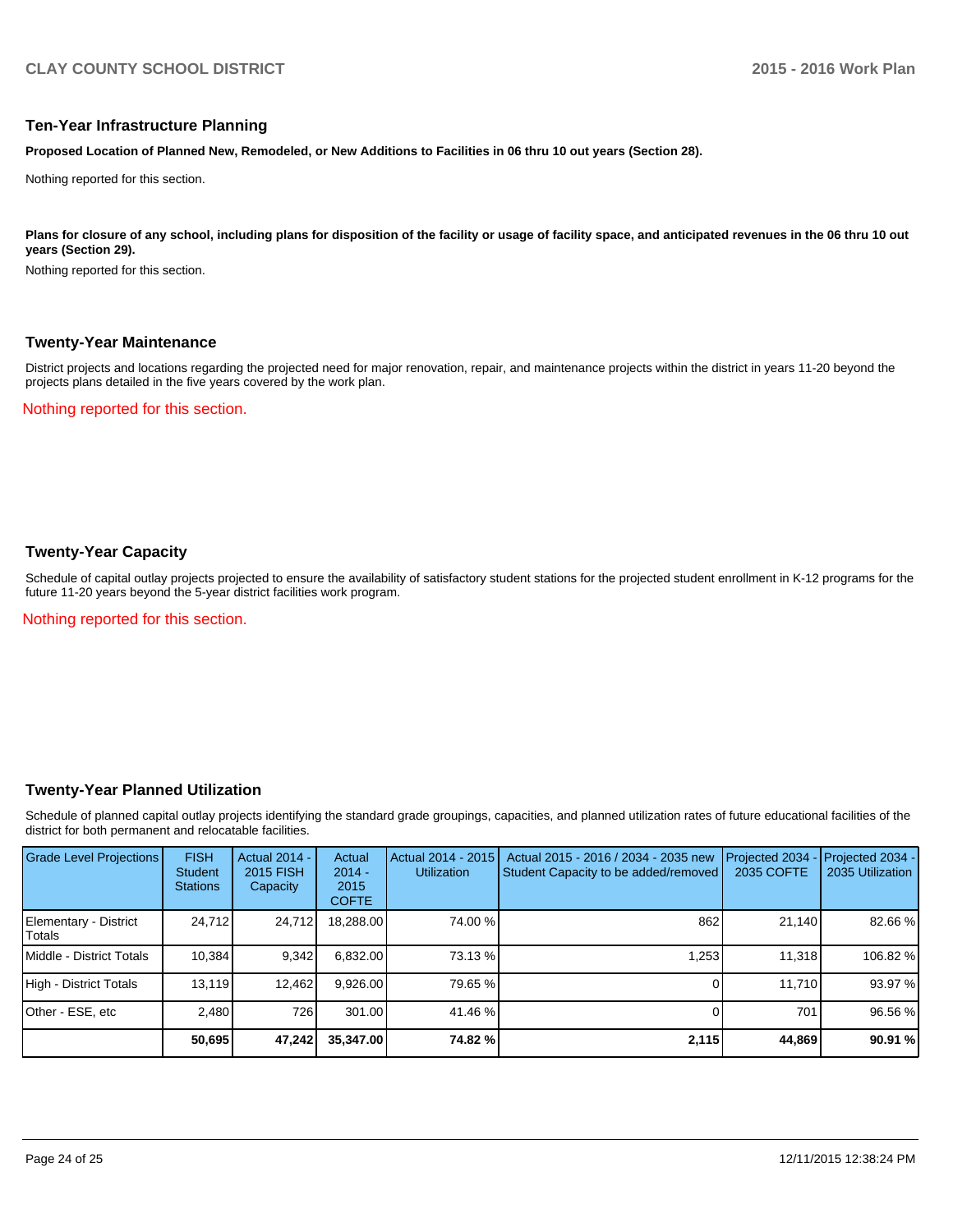## Ten-Year Infrastructure Planning

**Proposed Location of Planned New, Remodeled, or New Additions to Facilities in 06 thru 10 out years (Section 28).**

Nothing reported for this section.

**Plans for closure of any school, including plans for disposition of the facility or usage of facility space, and anticipated revenues in the 06 thru 10 out years (Section 29).**

Nothing reported for this section.

## Twenty-Year Maintenance

District projects and locations regarding the projected need for major renovation, repair, and maintenance projects within the district in years 11-20 beyond the projects plans detailed in the five years covered by the work plan.

Nothing reported for this section.

## Twenty-Year Capacity

Schedule of capital outlay projects projected to ensure the availability of satisfactory student stations for the projected student enrollment in K-12 programs for the future 11-20 years beyond the 5-year district facilities work program.

Nothing reported for this section.

## Twenty-Year Planned Utilization

Schedule of planned capital outlay projects identifying the standard grade groupings, capacities, and planned utilization rates of future educational facilities of the district for both permanent and relocatable facilities.

| Grade Level Projections | FISH Student Stations | Actual 2014 - 2015 FISH Capacity | Actual 2014 - 2015 COFTE | Actual 2014 - 2015 Utilization | Actual 2015 - 2016 / 2034 - 2035 new Student Capacity to be added/removed | Projected 2034 - 2035 COFTE | Projected 2034 - 2035 Utilization |
|---|---|---|---|---|---|---|---|
| Elementary - District Totals | 24,712 | 24,712 | 18,288.00 | 74.00 % | 862 | 21,140 | 82.66 % |
| Middle - District Totals | 10,384 | 9,342 | 6,832.00 | 73.13 % | 1,253 | 11,318 | 106.82 % |
| High - District Totals | 13,119 | 12,462 | 9,926.00 | 79.65 % | 0 | 11,710 | 93.97 % |
| Other - ESE, etc | 2,480 | 726 | 301.00 | 41.46 % | 0 | 701 | 96.56 % |
| | **50,695** | **47,242** | **35,347.00** | **74.82 %** | **2,115** | **44,869** | **90.91 %** |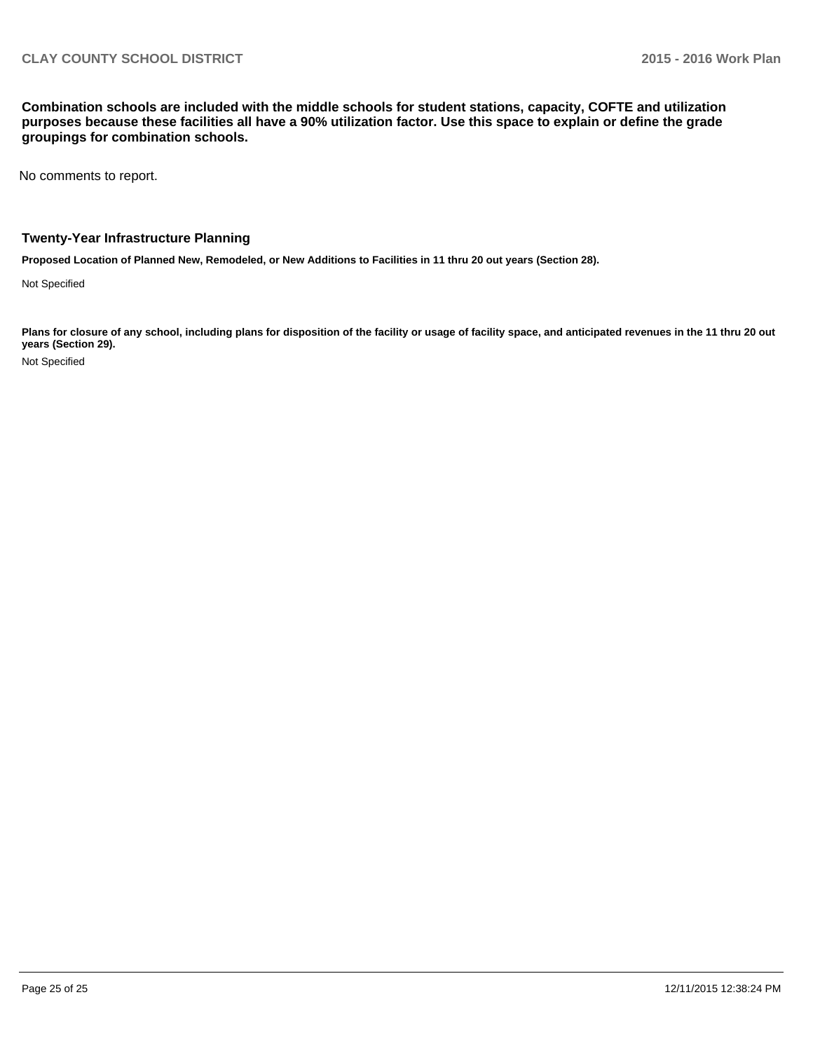**Combination schools are included with the middle schools for student stations, capacity, COFTE and utilization purposes because these facilities all have a 90% utilization factor. Use this space to explain or define the grade groupings for combination schools.**

No comments to report.

## Twenty-Year Infrastructure Planning

**Proposed Location of Planned New, Remodeled, or New Additions to Facilities in 11 thru 20 out years (Section 28).**

Not Specified

**Plans for closure of any school, including plans for disposition of the facility or usage of facility space, and anticipated revenues in the 11 thru 20 out years (Section 29).**

Not Specified